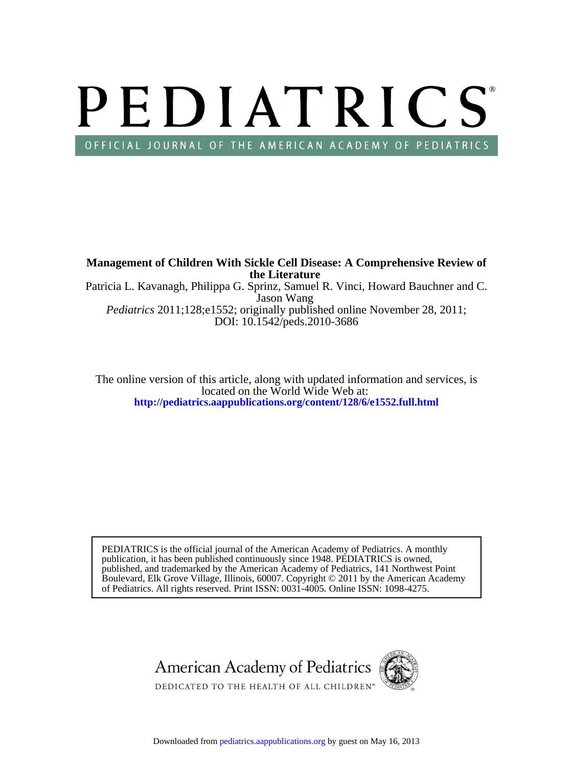# PEDIATRICS

OFFICIAL JOURNAL OF THE AMERICAN ACADEMY OF PEDIATRICS

**Management of Children With Sickle Cell Disease: A Comprehensive Review of the Literature**

Patricia L. Kavanagh, Philippa G. Sprinz, Samuel R. Vinci, Howard Bauchner and C. Jason Wang

*Pediatrics* 2011;128;e1552; originally published online November 28, 2011;
DOI: 10.1542/peds.2010-3686

The online version of this article, along with updated information and services, is located on the World Wide Web at:
**http://pediatrics.aappublications.org/content/128/6/e1552.full.html**

PEDIATRICS is the official journal of the American Academy of Pediatrics. A monthly publication, it has been published continuously since 1948. PEDIATRICS is owned, published, and trademarked by the American Academy of Pediatrics, 141 Northwest Point Boulevard, Elk Grove Village, Illinois, 60007. Copyright © 2011 by the American Academy of Pediatrics. All rights reserved. Print ISSN: 0031-4005. Online ISSN: 1098-4275.

American Academy of Pediatrics
DEDICATED TO THE HEALTH OF ALL CHILDREN™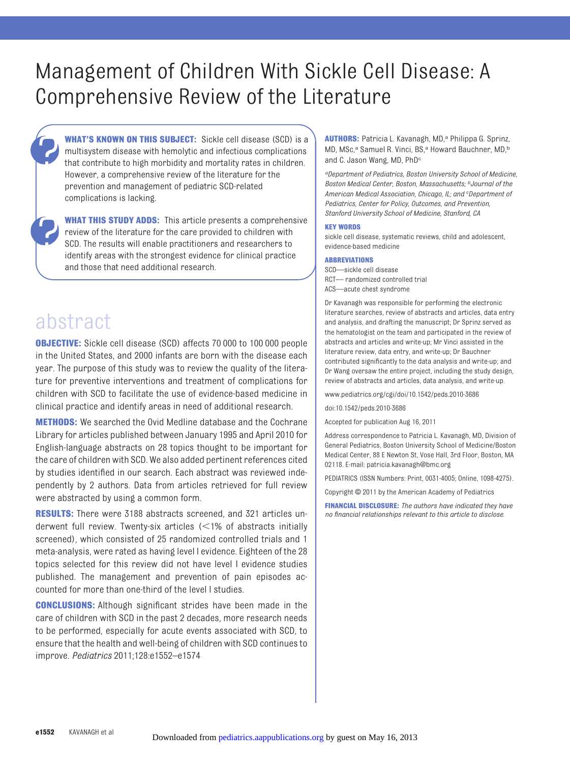# Management of Children With Sickle Cell Disease: A Comprehensive Review of the Literature

**WHAT'S KNOWN ON THIS SUBJECT:** Sickle cell disease (SCD) is a multisystem disease with hemolytic and infectious complications that contribute to high morbidity and mortality rates in children. However, a comprehensive review of the literature for the prevention and management of pediatric SCD-related complications is lacking.

**WHAT THIS STUDY ADDS:** This article presents a comprehensive review of the literature for the care provided to children with SCD. The results will enable practitioners and researchers to identify areas with the strongest evidence for clinical practice and those that need additional research.

## abstract

**OBJECTIVE:** Sickle cell disease (SCD) affects 70 000 to 100 000 people in the United States, and 2000 infants are born with the disease each year. The purpose of this study was to review the quality of the literature for preventive interventions and treatment of complications for children with SCD to facilitate the use of evidence-based medicine in clinical practice and identify areas in need of additional research.

**METHODS:** We searched the Ovid Medline database and the Cochrane Library for articles published between January 1995 and April 2010 for English-language abstracts on 28 topics thought to be important for the care of children with SCD. We also added pertinent references cited by studies identified in our search. Each abstract was reviewed independently by 2 authors. Data from articles retrieved for full review were abstracted by using a common form.

**RESULTS:** There were 3188 abstracts screened, and 321 articles underwent full review. Twenty-six articles (<1% of abstracts initially screened), which consisted of 25 randomized controlled trials and 1 meta-analysis, were rated as having level I evidence. Eighteen of the 28 topics selected for this review did not have level I evidence studies published. The management and prevention of pain episodes accounted for more than one-third of the level I studies.

**CONCLUSIONS:** Although significant strides have been made in the care of children with SCD in the past 2 decades, more research needs to be performed, especially for acute events associated with SCD, to ensure that the health and well-being of children with SCD continues to improve. *Pediatrics* 2011;128:e1552–e1574

**AUTHORS:** Patricia L. Kavanagh, MD,[a] Philippa G. Sprinz, MD, MSc,[a] Samuel R. Vinci, BS,[a] Howard Bauchner, MD,[b] and C. Jason Wang, MD, PhD[c]

[a]*Department of Pediatrics, Boston University School of Medicine, Boston Medical Center, Boston, Massachusetts;* [b]*Journal of the American Medical Association, Chicago, IL; and* [c]*Department of Pediatrics, Center for Policy, Outcomes, and Prevention, Stanford University School of Medicine, Stanford, CA*

**KEY WORDS**

sickle cell disease, systematic reviews, child and adolescent, evidence-based medicine

**ABBREVIATIONS**

SCD—sickle cell disease
RCT— randomized controlled trial
ACS—acute chest syndrome

Dr Kavanagh was responsible for performing the electronic literature searches, review of abstracts and articles, data entry and analysis, and drafting the manuscript; Dr Sprinz served as the hematologist on the team and participated in the review of abstracts and articles and write-up; Mr Vinci assisted in the literature review, data entry, and write-up; Dr Bauchner contributed significantly to the data analysis and write-up; and Dr Wang oversaw the entire project, including the study design, review of abstracts and articles, data analysis, and write-up.

www.pediatrics.org/cgi/doi/10.1542/peds.2010-3686

doi:10.1542/peds.2010-3686

Accepted for publication Aug 16, 2011

Address correspondence to Patricia L. Kavanagh, MD, Division of General Pediatrics, Boston University School of Medicine/Boston Medical Center, 88 E Newton St, Vose Hall, 3rd Floor, Boston, MA 02118. E-mail: patricia.kavanagh@bmc.org

PEDIATRICS (ISSN Numbers: Print, 0031-4005; Online, 1098-4275).

Copyright © 2011 by the American Academy of Pediatrics

**FINANCIAL DISCLOSURE:** *The authors have indicated they have no financial relationships relevant to this article to disclose.*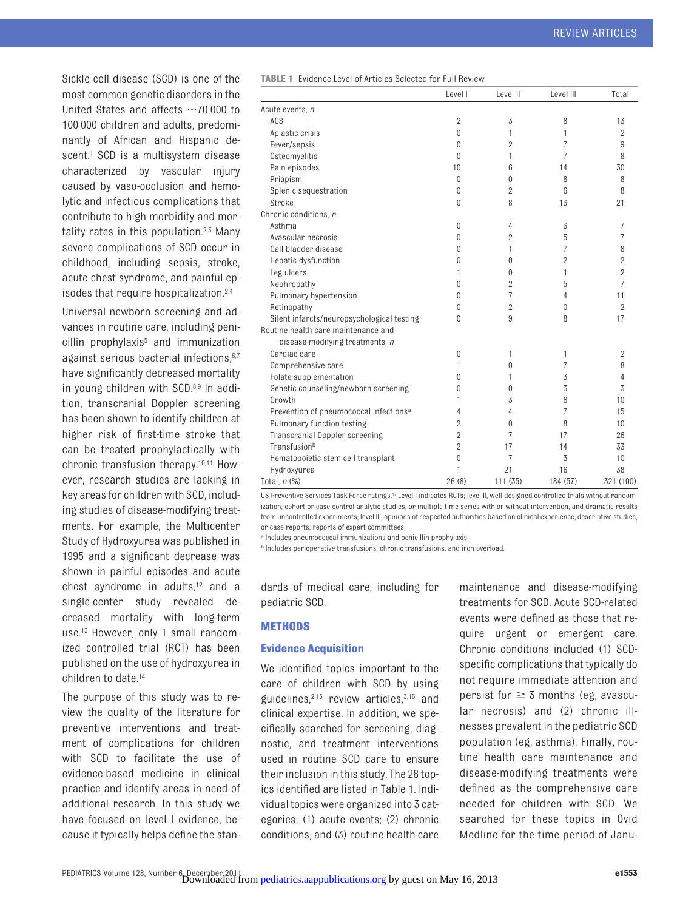Sickle cell disease (SCD) is one of the most common genetic disorders in the United States and affects ~70 000 to 100 000 children and adults, predominantly of African and Hispanic descent.[1] SCD is a multisystem disease characterized by vascular injury caused by vaso-occlusion and hemolytic and infectious complications that contribute to high morbidity and mortality rates in this population.[2,3] Many severe complications of SCD occur in childhood, including sepsis, stroke, acute chest syndrome, and painful episodes that require hospitalization.[2,4]

Universal newborn screening and advances in routine care, including penicillin prophylaxis[5] and immunization against serious bacterial infections,[6,7] have significantly decreased mortality in young children with SCD.[8,9] In addition, transcranial Doppler screening has been shown to identify children at higher risk of first-time stroke that can be treated prophylactically with chronic transfusion therapy.[10,11] However, research studies are lacking in key areas for children with SCD, including studies of disease-modifying treatments. For example, the Multicenter Study of Hydroxyurea was published in 1995 and a significant decrease was shown in painful episodes and acute chest syndrome in adults,[12] and a single-center study revealed decreased mortality with long-term use.[13] However, only 1 small randomized controlled trial (RCT) has been published on the use of hydroxyurea in children to date.[14]

The purpose of this study was to review the quality of the literature for preventive interventions and treatment of complications for children with SCD to facilitate the use of evidence-based medicine in clinical practice and identify areas in need of additional research. In this study we have focused on level I evidence, because it typically helps define the standards of medical care, including for pediatric SCD.

**TABLE 1** Evidence Level of Articles Selected for Full Review

| | Level I | Level II | Level III | Total |
|---|---|---|---|---|
| Acute events, *n* | | | | |
| ACS | 2 | 3 | 8 | 13 |
| Aplastic crisis | 0 | 1 | 1 | 2 |
| Fever/sepsis | 0 | 2 | 7 | 9 |
| Osteomyelitis | 0 | 1 | 7 | 8 |
| Pain episodes | 10 | 6 | 14 | 30 |
| Priapism | 0 | 0 | 8 | 8 |
| Splenic sequestration | 0 | 2 | 6 | 8 |
| Stroke | 0 | 8 | 13 | 21 |
| Chronic conditions, *n* | | | | |
| Asthma | 0 | 4 | 3 | 7 |
| Avascular necrosis | 0 | 2 | 5 | 7 |
| Gall bladder disease | 0 | 1 | 7 | 8 |
| Hepatic dysfunction | 0 | 0 | 2 | 2 |
| Leg ulcers | 1 | 0 | 1 | 2 |
| Nephropathy | 0 | 2 | 5 | 7 |
| Pulmonary hypertension | 0 | 7 | 4 | 11 |
| Retinopathy | 0 | 2 | 0 | 2 |
| Silent infarcts/neuropsychological testing | 0 | 9 | 8 | 17 |
| Routine health care maintenance and disease-modifying treatments, *n* | | | | |
| Cardiac care | 0 | 1 | 1 | 2 |
| Comprehensive care | 1 | 0 | 7 | 8 |
| Folate supplementation | 0 | 1 | 3 | 4 |
| Genetic counseling/newborn screening | 0 | 0 | 3 | 3 |
| Growth | 1 | 3 | 6 | 10 |
| Prevention of pneumococcal infections[a] | 4 | 4 | 7 | 15 |
| Pulmonary function testing | 2 | 0 | 8 | 10 |
| Transcranial Doppler screening | 2 | 7 | 17 | 26 |
| Transfusion[b] | 2 | 17 | 14 | 33 |
| Hematopoietic stem cell transplant | 0 | 7 | 3 | 10 |
| Hydroxyurea | 1 | 21 | 16 | 38 |
| Total, *n* (%) | 26 (8) | 111 (35) | 184 (57) | 321 (100) |

US Preventive Services Task Force ratings.[17] Level I indicates RCTs; level II, well-designed controlled trials without randomization, cohort or case-control analytic studies, or multiple time series with or without intervention, and dramatic results from uncontrolled experiments; level III, opinions of respected authorities based on clinical experience, descriptive studies, or case reports, reports of expert committees.

[a] Includes pneumococcal immunizations and penicillin prophylaxis.

[b] Includes perioperative transfusions, chronic transfusions, and iron overload.

## METHODS

### Evidence Acquisition

We identified topics important to the care of children with SCD by using guidelines,[2,15] review articles,[3,16] and clinical expertise. In addition, we specifically searched for screening, diagnostic, and treatment interventions used in routine SCD care to ensure their inclusion in this study. The 28 topics identified are listed in Table 1. Individual topics were organized into 3 categories: (1) acute events; (2) chronic conditions; and (3) routine health care maintenance and disease-modifying treatments for SCD. Acute SCD-related events were defined as those that require urgent or emergent care. Chronic conditions included (1) SCD-specific complications that typically do not require immediate attention and persist for ≥ 3 months (eg, avascular necrosis) and (2) chronic illnesses prevalent in the pediatric SCD population (eg, asthma). Finally, routine health care maintenance and disease-modifying treatments were defined as the comprehensive care needed for children with SCD. We searched for these topics in Ovid Medline for the time period of Janu-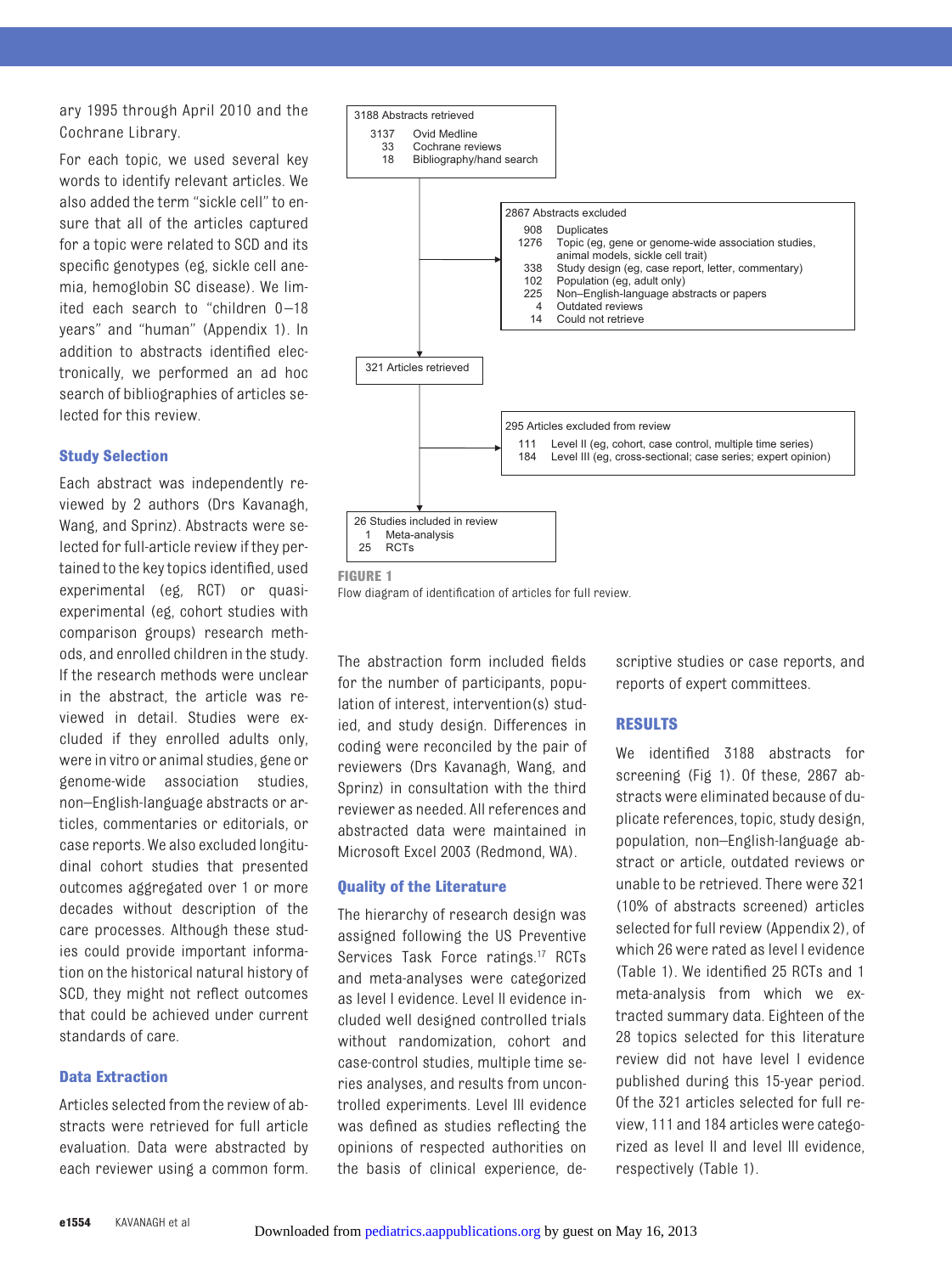ary 1995 through April 2010 and the Cochrane Library.

For each topic, we used several key words to identify relevant articles. We also added the term "sickle cell" to ensure that all of the articles captured for a topic were related to SCD and its specific genotypes (eg, sickle cell anemia, hemoglobin SC disease). We limited each search to "children 0–18 years" and "human" (Appendix 1). In addition to abstracts identified electronically, we performed an ad hoc search of bibliographies of articles selected for this review.

### Study Selection

Each abstract was independently reviewed by 2 authors (Drs Kavanagh, Wang, and Sprinz). Abstracts were selected for full-article review if they pertained to the key topics identified, used experimental (eg, RCT) or quasi-experimental (eg, cohort studies with comparison groups) research methods, and enrolled children in the study. If the research methods were unclear in the abstract, the article was reviewed in detail. Studies were excluded if they enrolled adults only, were in vitro or animal studies, gene or genome-wide association studies, non–English-language abstracts or articles, commentaries or editorials, or case reports. We also excluded longitudinal cohort studies that presented outcomes aggregated over 1 or more decades without description of the care processes. Although these studies could provide important information on the historical natural history of SCD, they might not reflect outcomes that could be achieved under current standards of care.

### Data Extraction

Articles selected from the review of abstracts were retrieved for full article evaluation. Data were abstracted by each reviewer using a common form. The abstraction form included fields for the number of participants, population of interest, intervention(s) studied, and study design. Differences in coding were reconciled by the pair of reviewers (Drs Kavanagh, Wang, and Sprinz) in consultation with the third reviewer as needed. All references and abstracted data were maintained in Microsoft Excel 2003 (Redmond, WA).

### Quality of the Literature

The hierarchy of research design was assigned following the US Preventive Services Task Force ratings.[17] RCTs and meta-analyses were categorized as level I evidence. Level II evidence included well designed controlled trials without randomization, cohort and case-control studies, multiple time series analyses, and results from uncontrolled experiments. Level III evidence was defined as studies reflecting the opinions of respected authorities on the basis of clinical experience, descriptive studies or case reports, and reports of expert committees.

3188 Abstracts retrieved
- 3137 Ovid Medline
- 33 Cochrane reviews
- 18 Bibliography/hand search

2867 Abstracts excluded
- 908 Duplicates
- 1276 Topic (eg, gene or genome-wide association studies, animal models, sickle cell trait)
- 338 Study design (eg, case report, letter, commentary)
- 102 Population (eg, adult only)
- 225 Non–English-language abstracts or papers
- 4 Outdated reviews
- 14 Could not retrieve

321 Articles retrieved

295 Articles excluded from review
- 111 Level II (eg, cohort, case control, multiple time series)
- 184 Level III (eg, cross-sectional; case series; expert opinion)

26 Studies included in review
- 1 Meta-analysis
- 25 RCTs

**FIGURE 1**
Flow diagram of identification of articles for full review.

## RESULTS

We identified 3188 abstracts for screening (Fig 1). Of these, 2867 abstracts were eliminated because of duplicate references, topic, study design, population, non–English-language abstract or article, outdated reviews or unable to be retrieved. There were 321 (10% of abstracts screened) articles selected for full review (Appendix 2), of which 26 were rated as level I evidence (Table 1). We identified 25 RCTs and 1 meta-analysis from which we extracted summary data. Eighteen of the 28 topics selected for this literature review did not have level I evidence published during this 15-year period. Of the 321 articles selected for full review, 111 and 184 articles were categorized as level II and level III evidence, respectively (Table 1).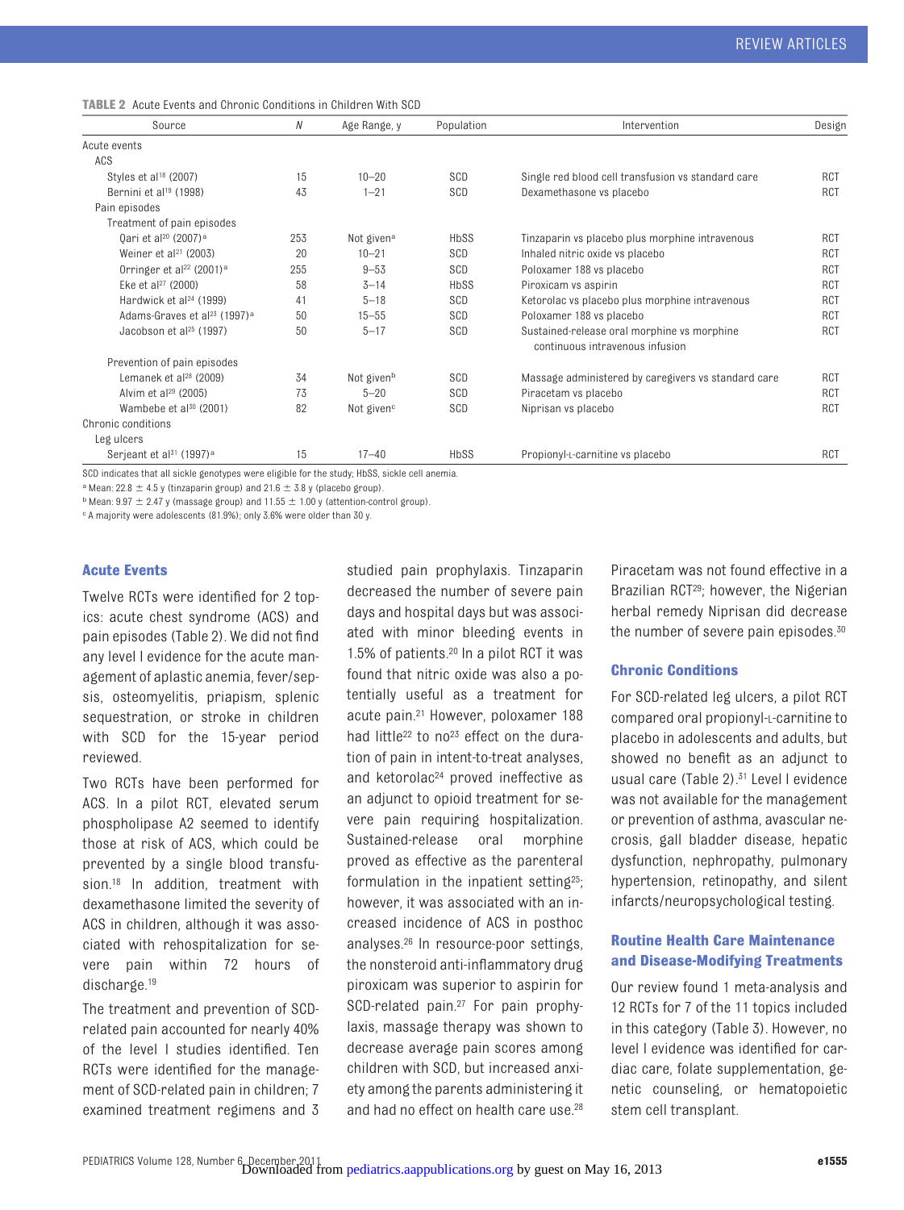**TABLE 2** Acute Events and Chronic Conditions in Children With SCD

| Source | N | Age Range, y | Population | Intervention | Design |
|---|---|---|---|---|---|
| Acute events | | | | | |
| ACS | | | | | |
| Styles et al[18] (2007) | 15 | 10–20 | SCD | Single red blood cell transfusion vs standard care | RCT |
| Bernini et al[19] (1998) | 43 | 1–21 | SCD | Dexamethasone vs placebo | RCT |
| Pain episodes | | | | | |
| Treatment of pain episodes | | | | | |
| Qari et al[20] (2007)[a] | 253 | Not given[a] | HbSS | Tinzaparin vs placebo plus morphine intravenous | RCT |
| Weiner et al[21] (2003) | 20 | 10–21 | SCD | Inhaled nitric oxide vs placebo | RCT |
| Orringer et al[22] (2001)[a] | 255 | 9–53 | SCD | Poloxamer 188 vs placebo | RCT |
| Eke et al[27] (2000) | 58 | 3–14 | HbSS | Piroxicam vs aspirin | RCT |
| Hardwick et al[24] (1999) | 41 | 5–18 | SCD | Ketorolac vs placebo plus morphine intravenous | RCT |
| Adams-Graves et al[23] (1997)[a] | 50 | 15–55 | SCD | Poloxamer 188 vs placebo | RCT |
| Jacobson et al[25] (1997) | 50 | 5–17 | SCD | Sustained-release oral morphine vs morphine continuous intravenous infusion | RCT |
| Prevention of pain episodes | | | | | |
| Lemanek et al[28] (2009) | 34 | Not given[b] | SCD | Massage administered by caregivers vs standard care | RCT |
| Alvim et al[29] (2005) | 73 | 5–20 | SCD | Piracetam vs placebo | RCT |
| Wambebe et al[30] (2001) | 82 | Not given[c] | SCD | Niprisan vs placebo | RCT |
| Chronic conditions | | | | | |
| Leg ulcers | | | | | |
| Serjeant et al[31] (1997)[a] | 15 | 17–40 | HbSS | Propionyl-L-carnitine vs placebo | RCT |

SCD indicates that all sickle genotypes were eligible for the study; HbSS, sickle cell anemia.

[a] Mean: 22.8 ± 4.5 y (tinzaparin group) and 21.6 ± 3.8 y (placebo group).

[b] Mean: 9.97 ± 2.47 y (massage group) and 11.55 ± 1.00 y (attention-control group).

[c] A majority were adolescents (81.9%); only 3.6% were older than 30 y.

### Acute Events

Twelve RCTs were identified for 2 topics: acute chest syndrome (ACS) and pain episodes (Table 2). We did not find any level I evidence for the acute management of aplastic anemia, fever/sepsis, osteomyelitis, priapism, splenic sequestration, or stroke in children with SCD for the 15-year period reviewed.

Two RCTs have been performed for ACS. In a pilot RCT, elevated serum phospholipase A2 seemed to identify those at risk of ACS, which could be prevented by a single blood transfusion.[18] In addition, treatment with dexamethasone limited the severity of ACS in children, although it was associated with rehospitalization for severe pain within 72 hours of discharge.[19]

The treatment and prevention of SCD-related pain accounted for nearly 40% of the level I studies identified. Ten RCTs were identified for the management of SCD-related pain in children; 7 examined treatment regimens and 3 studied pain prophylaxis. Tinzaparin decreased the number of severe pain days and hospital days but was associated with minor bleeding events in 1.5% of patients.[20] In a pilot RCT it was found that nitric oxide was also a potentially useful as a treatment for acute pain.[21] However, poloxamer 188 had little[22] to no[23] effect on the duration of pain in intent-to-treat analyses, and ketorolac[24] proved ineffective as an adjunct to opioid treatment for severe pain requiring hospitalization. Sustained-release oral morphine proved as effective as the parenteral formulation in the inpatient setting[25]; however, it was associated with an increased incidence of ACS in posthoc analyses.[26] In resource-poor settings, the nonsteroid anti-inflammatory drug piroxicam was superior to aspirin for SCD-related pain.[27] For pain prophylaxis, massage therapy was shown to decrease average pain scores among children with SCD, but increased anxiety among the parents administering it and had no effect on health care use.[28] Piracetam was not found effective in a Brazilian RCT[29]; however, the Nigerian herbal remedy Niprisan did decrease the number of severe pain episodes.[30]

### Chronic Conditions

For SCD-related leg ulcers, a pilot RCT compared oral propionyl-L-carnitine to placebo in adolescents and adults, but showed no benefit as an adjunct to usual care (Table 2).[31] Level I evidence was not available for the management or prevention of asthma, avascular necrosis, gall bladder disease, hepatic dysfunction, nephropathy, pulmonary hypertension, retinopathy, and silent infarcts/neuropsychological testing.

### Routine Health Care Maintenance and Disease-Modifying Treatments

Our review found 1 meta-analysis and 12 RCTs for 7 of the 11 topics included in this category (Table 3). However, no level I evidence was identified for cardiac care, folate supplementation, genetic counseling, or hematopoietic stem cell transplant.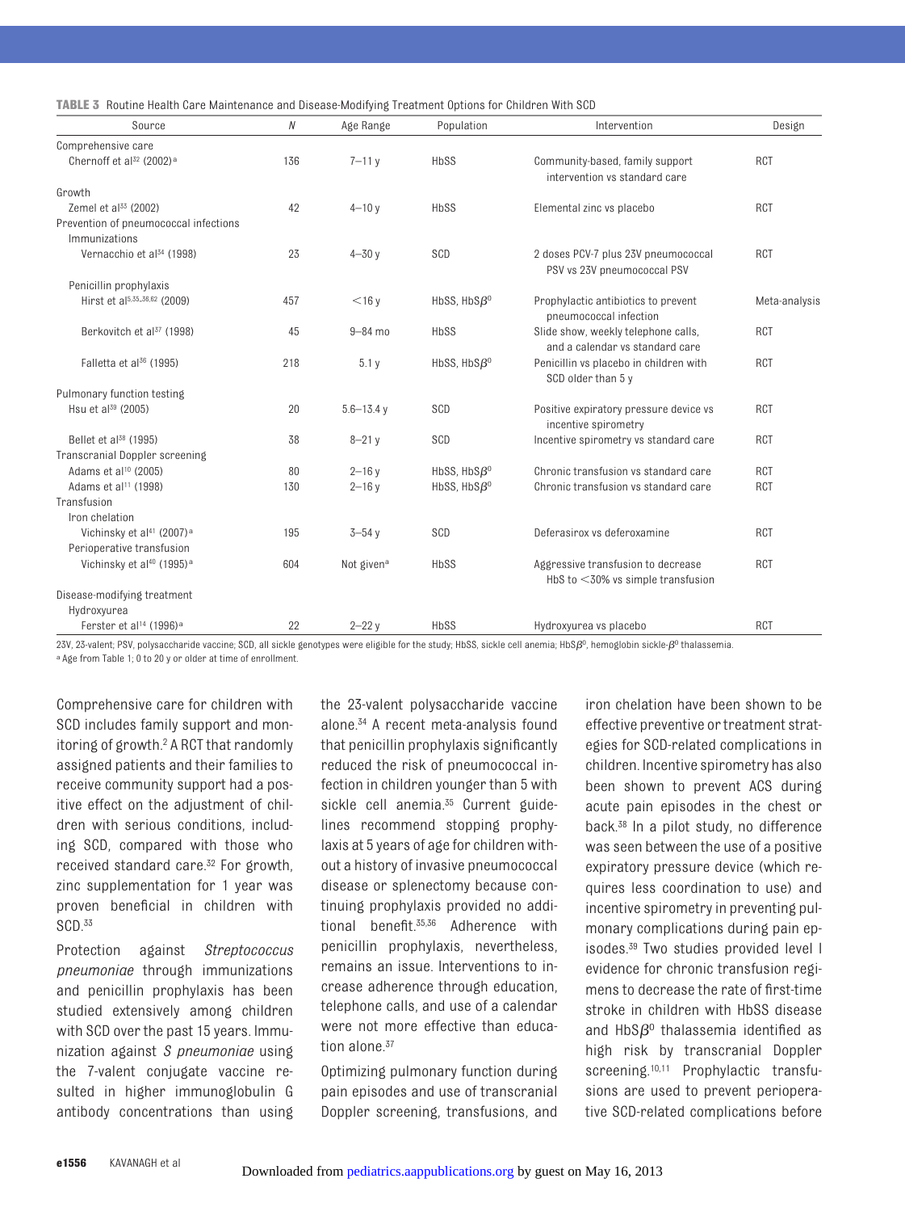**TABLE 3** Routine Health Care Maintenance and Disease-Modifying Treatment Options for Children With SCD

| Source | N | Age Range | Population | Intervention | Design |
|---|---|---|---|---|---|
| Comprehensive care | | | | | |
| Chernoff et al[32] (2002)[a] | 136 | 7–11 y | HbSS | Community-based, family support intervention vs standard care | RCT |
| Growth | | | | | |
| Zemel et al[33] (2002) | 42 | 4–10 y | HbSS | Elemental zinc vs placebo | RCT |
| Prevention of pneumococcal infections | | | | | |
| Immunizations | | | | | |
| Vernacchio et al[34] (1998) | 23 | 4–30 y | SCD | 2 doses PCV-7 plus 23V pneumococcal PSV vs 23V pneumococcal PSV | RCT |
| Penicillin prophylaxis | | | | | |
| Hirst et al[5,35,36,62] (2009) | 457 | <16 y | HbSS, HbS$\beta^0$ | Prophylactic antibiotics to prevent pneumococcal infection | Meta-analysis |
| Berkovitch et al[37] (1998) | 45 | 9–84 mo | HbSS | Slide show, weekly telephone calls, and a calendar vs standard care | RCT |
| Falletta et al[36] (1995) | 218 | 5.1 y | HbSS, HbS$\beta^0$ | Penicillin vs placebo in children with SCD older than 5 y | RCT |
| Pulmonary function testing | | | | | |
| Hsu et al[39] (2005) | 20 | 5.6–13.4 y | SCD | Positive expiratory pressure device vs incentive spirometry | RCT |
| Bellet et al[38] (1995) | 38 | 8–21 y | SCD | Incentive spirometry vs standard care | RCT |
| Transcranial Doppler screening | | | | | |
| Adams et al[10] (2005) | 80 | 2–16 y | HbSS, HbS$\beta^0$ | Chronic transfusion vs standard care | RCT |
| Adams et al[11] (1998) | 130 | 2–16 y | HbSS, HbS$\beta^0$ | Chronic transfusion vs standard care | RCT |
| Transfusion | | | | | |
| Iron chelation | | | | | |
| Vichinsky et al[41] (2007)[a] | 195 | 3–54 y | SCD | Deferasirox vs deferoxamine | RCT |
| Perioperative transfusion | | | | | |
| Vichinsky et al[40] (1995)[a] | 604 | Not given[a] | HbSS | Aggressive transfusion to decrease HbS to <30% vs simple transfusion | RCT |
| Disease-modifying treatment | | | | | |
| Hydroxyurea | | | | | |
| Ferster et al[14] (1996)[a] | 22 | 2–22 y | HbSS | Hydroxyurea vs placebo | RCT |

23V, 23-valent; PSV, polysaccharide vaccine; SCD, all sickle genotypes were eligible for the study; HbSS, sickle cell anemia; HbS$\beta^0$, hemoglobin sickle-$\beta^0$ thalassemia.
[a] Age from Table 1; 0 to 20 y or older at time of enrollment.

Comprehensive care for children with SCD includes family support and monitoring of growth.[2] A RCT that randomly assigned patients and their families to receive community support had a positive effect on the adjustment of children with serious conditions, including SCD, compared with those who received standard care.[32] For growth, zinc supplementation for 1 year was proven beneficial in children with SCD.[33]

Protection against *Streptococcus pneumoniae* through immunizations and penicillin prophylaxis has been studied extensively among children with SCD over the past 15 years. Immunization against *S pneumoniae* using the 7-valent conjugate vaccine resulted in higher immunoglobulin G antibody concentrations than using the 23-valent polysaccharide vaccine alone.[34] A recent meta-analysis found that penicillin prophylaxis significantly reduced the risk of pneumococcal infection in children younger than 5 with sickle cell anemia.[35] Current guidelines recommend stopping prophylaxis at 5 years of age for children without a history of invasive pneumococcal disease or splenectomy because continuing prophylaxis provided no additional benefit.[35,36] Adherence with penicillin prophylaxis, nevertheless, remains an issue. Interventions to increase adherence through education, telephone calls, and use of a calendar were not more effective than education alone.[37]

Optimizing pulmonary function during pain episodes and use of transcranial Doppler screening, transfusions, and iron chelation have been shown to be effective preventive or treatment strategies for SCD-related complications in children. Incentive spirometry has also been shown to prevent ACS during acute pain episodes in the chest or back.[38] In a pilot study, no difference was seen between the use of a positive expiratory pressure device (which requires less coordination to use) and incentive spirometry in preventing pulmonary complications during pain episodes.[39] Two studies provided level I evidence for chronic transfusion regimens to decrease the rate of first-time stroke in children with HbSS disease and HbS$\beta^0$ thalassemia identified as high risk by transcranial Doppler screening.[10,11] Prophylactic transfusions are used to prevent perioperative SCD-related complications before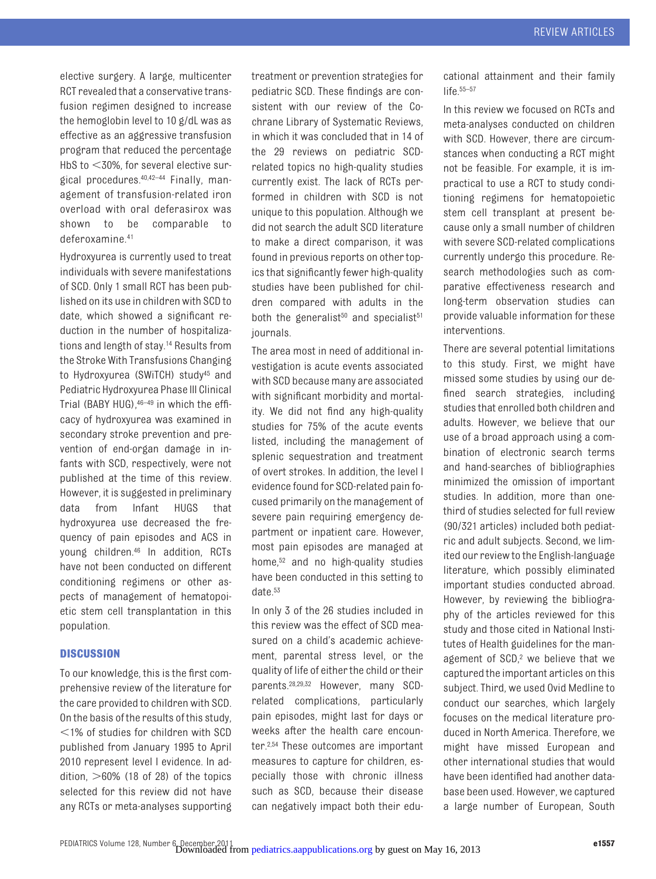elective surgery. A large, multicenter RCT revealed that a conservative transfusion regimen designed to increase the hemoglobin level to 10 g/dL was as effective as an aggressive transfusion program that reduced the percentage HbS to <30%, for several elective surgical procedures.[40,42–44] Finally, management of transfusion-related iron overload with oral deferasirox was shown to be comparable to deferoxamine.[41]

Hydroxyurea is currently used to treat individuals with severe manifestations of SCD. Only 1 small RCT has been published on its use in children with SCD to date, which showed a significant reduction in the number of hospitalizations and length of stay.[14] Results from the Stroke With Transfusions Changing to Hydroxyurea (SWiTCH) study[45] and Pediatric Hydroxyurea Phase III Clinical Trial (BABY HUG),[46–49] in which the efficacy of hydroxyurea was examined in secondary stroke prevention and prevention of end-organ damage in infants with SCD, respectively, were not published at the time of this review. However, it is suggested in preliminary data from Infant HUGS that hydroxyurea use decreased the frequency of pain episodes and ACS in young children.[46] In addition, RCTs have not been conducted on different conditioning regimens or other aspects of management of hematopoietic stem cell transplantation in this population.

## DISCUSSION

To our knowledge, this is the first comprehensive review of the literature for the care provided to children with SCD. On the basis of the results of this study, <1% of studies for children with SCD published from January 1995 to April 2010 represent level I evidence. In addition, >60% (18 of 28) of the topics selected for this review did not have any RCTs or meta-analyses supporting treatment or prevention strategies for pediatric SCD. These findings are consistent with our review of the Cochrane Library of Systematic Reviews, in which it was concluded that in 14 of the 29 reviews on pediatric SCD-related topics no high-quality studies currently exist. The lack of RCTs performed in children with SCD is not unique to this population. Although we did not search the adult SCD literature to make a direct comparison, it was found in previous reports on other topics that significantly fewer high-quality studies have been published for children compared with adults in the both the generalist[50] and specialist[51] journals.

The area most in need of additional investigation is acute events associated with SCD because many are associated with significant morbidity and mortality. We did not find any high-quality studies for 75% of the acute events listed, including the management of splenic sequestration and treatment of overt strokes. In addition, the level I evidence found for SCD-related pain focused primarily on the management of severe pain requiring emergency department or inpatient care. However, most pain episodes are managed at home,[52] and no high-quality studies have been conducted in this setting to date.[53]

In only 3 of the 26 studies included in this review was the effect of SCD measured on a child's academic achievement, parental stress level, or the quality of life of either the child or their parents.[28,29,32] However, many SCD-related complications, particularly pain episodes, might last for days or weeks after the health care encounter.[2,54] These outcomes are important measures to capture for children, especially those with chronic illness such as SCD, because their disease can negatively impact both their educational attainment and their family life.[55–57]

In this review we focused on RCTs and meta-analyses conducted on children with SCD. However, there are circumstances when conducting a RCT might not be feasible. For example, it is impractical to use a RCT to study conditioning regimens for hematopoietic stem cell transplant at present because only a small number of children with severe SCD-related complications currently undergo this procedure. Research methodologies such as comparative effectiveness research and long-term observation studies can provide valuable information for these interventions.

There are several potential limitations to this study. First, we might have missed some studies by using our defined search strategies, including studies that enrolled both children and adults. However, we believe that our use of a broad approach using a combination of electronic search terms and hand-searches of bibliographies minimized the omission of important studies. In addition, more than one-third of studies selected for full review (90/321 articles) included both pediatric and adult subjects. Second, we limited our review to the English-language literature, which possibly eliminated important studies conducted abroad. However, by reviewing the bibliography of the articles reviewed for this study and those cited in National Institutes of Health guidelines for the management of SCD,[2] we believe that we captured the important articles on this subject. Third, we used Ovid Medline to conduct our searches, which largely focuses on the medical literature produced in North America. Therefore, we might have missed European and other international studies that would have been identified had another database been used. However, we captured a large number of European, South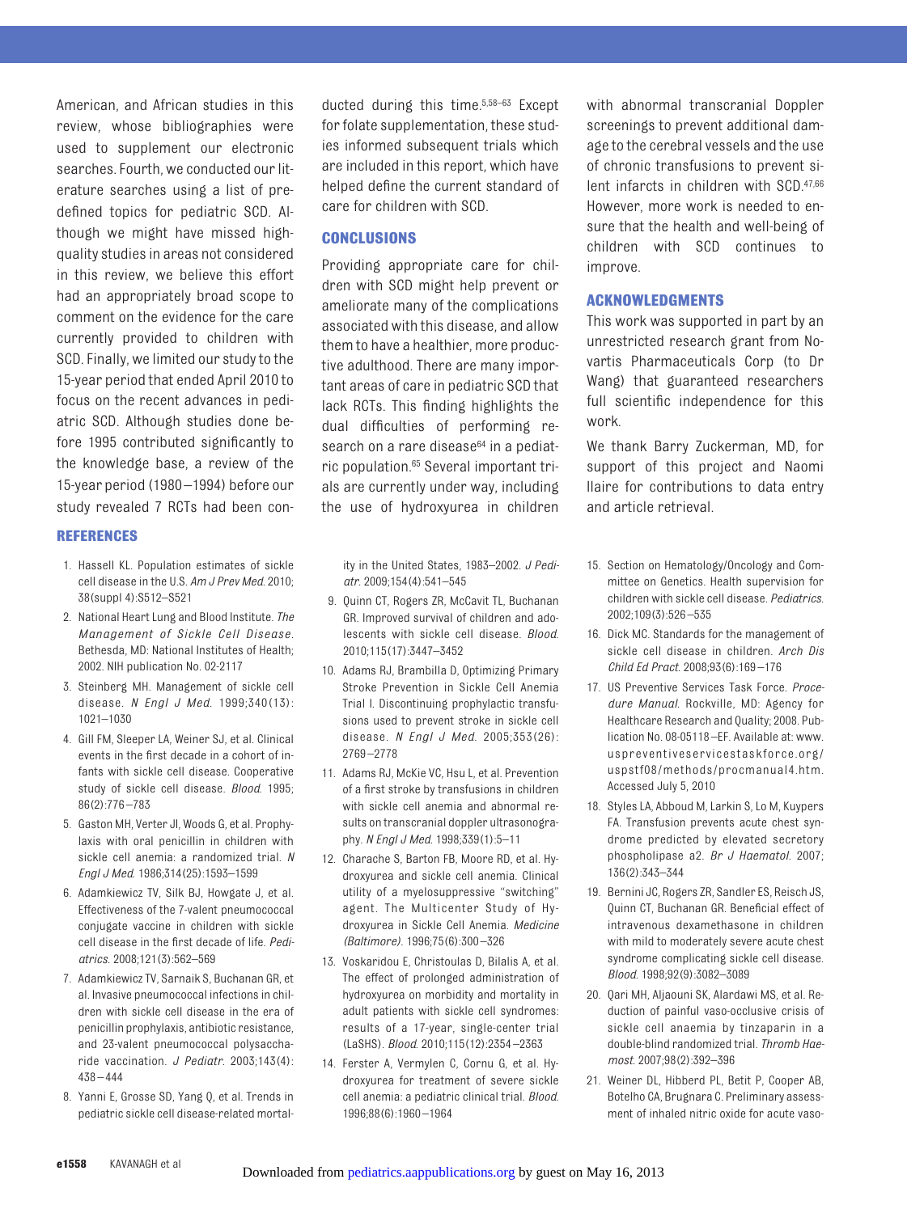American, and African studies in this review, whose bibliographies were used to supplement our electronic searches. Fourth, we conducted our literature searches using a list of predefined topics for pediatric SCD. Although we might have missed high-quality studies in areas not considered in this review, we believe this effort had an appropriately broad scope to comment on the evidence for the care currently provided to children with SCD. Finally, we limited our study to the 15-year period that ended April 2010 to focus on the recent advances in pediatric SCD. Although studies done before 1995 contributed significantly to the knowledge base, a review of the 15-year period (1980–1994) before our study revealed 7 RCTs had been conducted during this time.[5,58–63] Except for folate supplementation, these studies informed subsequent trials which are included in this report, which have helped define the current standard of care for children with SCD.

## CONCLUSIONS

Providing appropriate care for children with SCD might help prevent or ameliorate many of the complications associated with this disease, and allow them to have a healthier, more productive adulthood. There are many important areas of care in pediatric SCD that lack RCTs. This finding highlights the dual difficulties of performing research on a rare disease[64] in a pediatric population.[65] Several important trials are currently under way, including the use of hydroxyurea in children with abnormal transcranial Doppler screenings to prevent additional damage to the cerebral vessels and the use of chronic transfusions to prevent silent infarcts in children with SCD.[47,66] However, more work is needed to ensure that the health and well-being of children with SCD continues to improve.

## ACKNOWLEDGMENTS

This work was supported in part by an unrestricted research grant from Novartis Pharmaceuticals Corp (to Dr Wang) that guaranteed researchers full scientific independence for this work.

We thank Barry Zuckerman, MD, for support of this project and Naomi Ilaire for contributions to data entry and article retrieval.

## REFERENCES

1. Hassell KL. Population estimates of sickle cell disease in the U.S. *Am J Prev Med*. 2010; 38(suppl 4):S512–S521
2. National Heart Lung and Blood Institute. *The Management of Sickle Cell Disease*. Bethesda, MD: National Institutes of Health; 2002. NIH publication No. 02-2117
3. Steinberg MH. Management of sickle cell disease. *N Engl J Med*. 1999;340(13):1021–1030
4. Gill FM, Sleeper LA, Weiner SJ, et al. Clinical events in the first decade in a cohort of infants with sickle cell disease. Cooperative study of sickle cell disease. *Blood*. 1995;86(2):776–783
5. Gaston MH, Verter JI, Woods G, et al. Prophylaxis with oral penicillin in children with sickle cell anemia: a randomized trial. *N Engl J Med*. 1986;314(25):1593–1599
6. Adamkiewicz TV, Silk BJ, Howgate J, et al. Effectiveness of the 7-valent pneumococcal conjugate vaccine in children with sickle cell disease in the first decade of life. *Pediatrics*. 2008;121(3):562–569
7. Adamkiewicz TV, Sarnaik S, Buchanan GR, et al. Invasive pneumococcal infections in children with sickle cell disease in the era of penicillin prophylaxis, antibiotic resistance, and 23-valent pneumococcal polysaccharide vaccination. *J Pediatr*. 2003;143(4):438–444
8. Yanni E, Grosse SD, Yang Q, et al. Trends in pediatric sickle cell disease-related mortality in the United States, 1983–2002. *J Pediatr*. 2009;154(4):541–545
9. Quinn CT, Rogers ZR, McCavit TL, Buchanan GR. Improved survival of children and adolescents with sickle cell disease. *Blood*. 2010;115(17):3447–3452
10. Adams RJ, Brambilla D, Optimizing Primary Stroke Prevention in Sickle Cell Anemia Trial I. Discontinuing prophylactic transfusions used to prevent stroke in sickle cell disease. *N Engl J Med*. 2005;353(26):2769–2778
11. Adams RJ, McKie VC, Hsu L, et al. Prevention of a first stroke by transfusions in children with sickle cell anemia and abnormal results on transcranial doppler ultrasonography. *N Engl J Med*. 1998;339(1):5–11
12. Charache S, Barton FB, Moore RD, et al. Hydroxyurea and sickle cell anemia. Clinical utility of a myelosuppressive "switching" agent. The Multicenter Study of Hydroxyurea in Sickle Cell Anemia. *Medicine (Baltimore)*. 1996;75(6):300–326
13. Voskaridou E, Christoulas D, Bilalis A, et al. The effect of prolonged administration of hydroxyurea on morbidity and mortality in adult patients with sickle cell syndromes: results of a 17-year, single-center trial (LaSHS). *Blood*. 2010;115(12):2354–2363
14. Ferster A, Vermylen C, Cornu G, et al. Hydroxyurea for treatment of severe sickle cell anemia: a pediatric clinical trial. *Blood*. 1996;88(6):1960–1964
15. Section on Hematology/Oncology and Committee on Genetics. Health supervision for children with sickle cell disease. *Pediatrics*. 2002;109(3):526–535
16. Dick MC. Standards for the management of sickle cell disease in children. *Arch Dis Child Ed Pract*. 2008;93(6):169–176
17. US Preventive Services Task Force. *Procedure Manual*. Rockville, MD: Agency for Healthcare Research and Quality; 2008. Publication No. 08-05118–EF. Available at: www.uspreventiveservicestaskforce.org/uspstf08/methods/procmanual4.htm. Accessed July 5, 2010
18. Styles LA, Abboud M, Larkin S, Lo M, Kuypers FA. Transfusion prevents acute chest syndrome predicted by elevated secretory phospholipase a2. *Br J Haematol*. 2007;136(2):343–344
19. Bernini JC, Rogers ZR, Sandler ES, Reisch JS, Quinn CT, Buchanan GR. Beneficial effect of intravenous dexamethasone in children with mild to moderately severe acute chest syndrome complicating sickle cell disease. *Blood*. 1998;92(9):3082–3089
20. Qari MH, Aljaouni SK, Alardawi MS, et al. Reduction of painful vaso-occlusive crisis of sickle cell anaemia by tinzaparin in a double-blind randomized trial. *Thromb Haemost*. 2007;98(2):392–396
21. Weiner DL, Hibberd PL, Betit P, Cooper AB, Botelho CA, Brugnara C. Preliminary assessment of inhaled nitric oxide for acute vaso-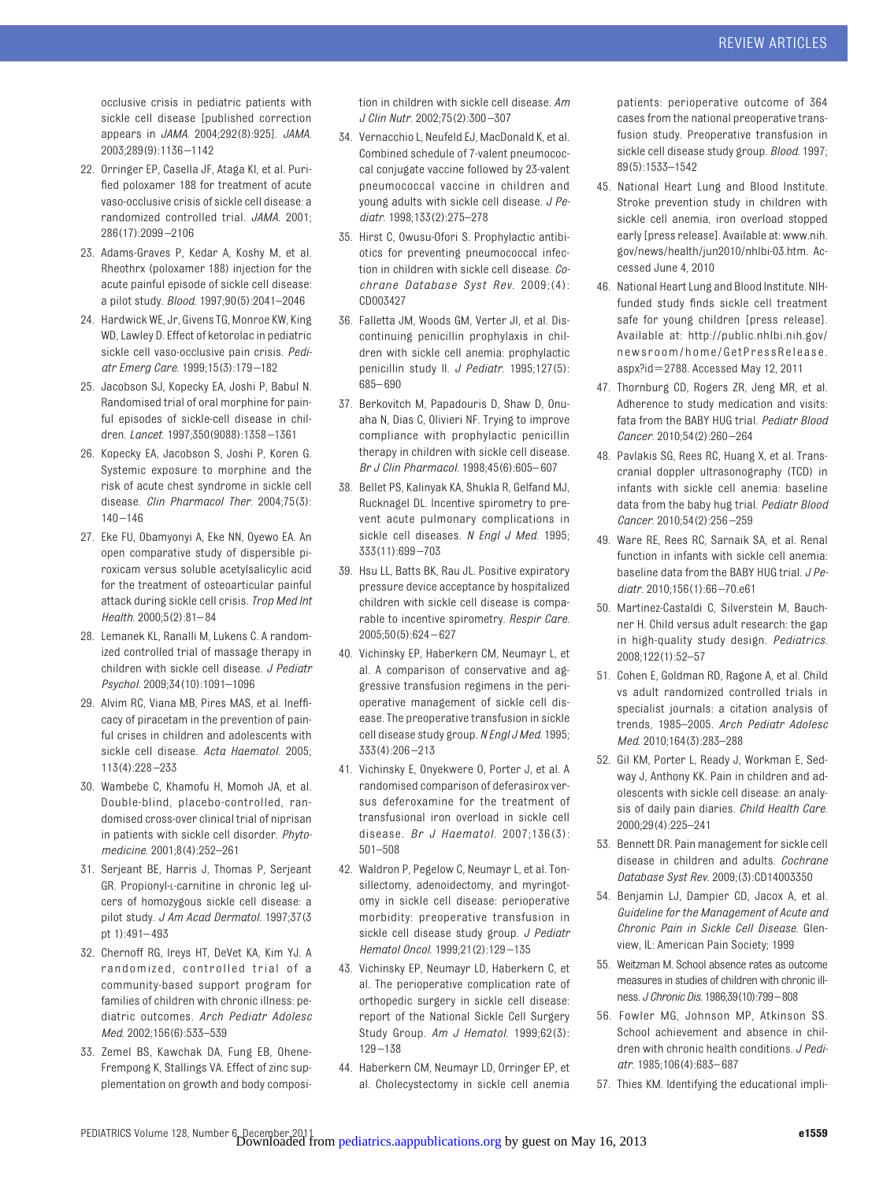occlusive crisis in pediatric patients with sickle cell disease [published correction appears in *JAMA*. 2004;292(8):925]. *JAMA*. 2003;289(9):1136–1142

22. Orringer EP, Casella JF, Ataga KI, et al. Purified poloxamer 188 for treatment of acute vaso-occlusive crisis of sickle cell disease: a randomized controlled trial. *JAMA*. 2001; 286(17):2099–2106
23. Adams-Graves P, Kedar A, Koshy M, et al. Rheothrx (poloxamer 188) injection for the acute painful episode of sickle cell disease: a pilot study. *Blood*. 1997;90(5):2041–2046
24. Hardwick WE, Jr, Givens TG, Monroe KW, King WD, Lawley D. Effect of ketorolac in pediatric sickle cell vaso-occlusive pain crisis. *Pediatr Emerg Care*. 1999;15(3):179–182
25. Jacobson SJ, Kopecky EA, Joshi P, Babul N. Randomised trial of oral morphine for painful episodes of sickle-cell disease in children. *Lancet*. 1997;350(9088):1358–1361
26. Kopecky EA, Jacobson S, Joshi P, Koren G. Systemic exposure to morphine and the risk of acute chest syndrome in sickle cell disease. *Clin Pharmacol Ther*. 2004;75(3): 140–146
27. Eke FU, Obamyonyi A, Eke NN, Oyewo EA. An open comparative study of dispersible piroxicam versus soluble acetylsalicylic acid for the treatment of osteoarticular painful attack during sickle cell crisis. *Trop Med Int Health*. 2000;5(2):81–84
28. Lemanek KL, Ranalli M, Lukens C. A randomized controlled trial of massage therapy in children with sickle cell disease. *J Pediatr Psychol*. 2009;34(10):1091–1096
29. Alvim RC, Viana MB, Pires MAS, et al. Inefficacy of piracetam in the prevention of painful crises in children and adolescents with sickle cell disease. *Acta Haematol*. 2005; 113(4):228–233
30. Wambebe C, Khamofu H, Momoh JA, et al. Double-blind, placebo-controlled, randomised cross-over clinical trial of niprisan in patients with sickle cell disorder. *Phytomedicine*. 2001;8(4):252–261
31. Serjeant BE, Harris J, Thomas P, Serjeant GR. Propionyl-L-carnitine in chronic leg ulcers of homozygous sickle cell disease: a pilot study. *J Am Acad Dermatol*. 1997;37(3 pt 1):491–493
32. Chernoff RG, Ireys HT, DeVet KA, Kim YJ. A randomized, controlled trial of a community-based support program for families of children with chronic illness: pediatric outcomes. *Arch Pediatr Adolesc Med*. 2002;156(6):533–539
33. Zemel BS, Kawchak DA, Fung EB, Ohene-Frempong K, Stallings VA. Effect of zinc supplementation on growth and body composition in children with sickle cell disease. *Am J Clin Nutr*. 2002;75(2):300–307
34. Vernacchio L, Neufeld EJ, MacDonald K, et al. Combined schedule of 7-valent pneumococcal conjugate vaccine followed by 23-valent pneumococcal vaccine in children and young adults with sickle cell disease. *J Pediatr*. 1998;133(2):275–278
35. Hirst C, Owusu-Ofori S. Prophylactic antibiotics for preventing pneumococcal infection in children with sickle cell disease. *Cochrane Database Syst Rev*. 2009;(4): CD003427
36. Falletta JM, Woods GM, Verter JI, et al. Discontinuing penicillin prophylaxis in children with sickle cell anemia: prophylactic penicillin study II. *J Pediatr*. 1995;127(5): 685–690
37. Berkovitch M, Papadouris D, Shaw D, Onuaha N, Dias C, Olivieri NF. Trying to improve compliance with prophylactic penicillin therapy in children with sickle cell disease. *Br J Clin Pharmacol*. 1998;45(6):605–607
38. Bellet PS, Kalinyak KA, Shukla R, Gelfand MJ, Rucknagel DL. Incentive spirometry to prevent acute pulmonary complications in sickle cell diseases. *N Engl J Med*. 1995; 333(11):699–703
39. Hsu LL, Batts BK, Rau JL. Positive expiratory pressure device acceptance by hospitalized children with sickle cell disease is comparable to incentive spirometry. *Respir Care*. 2005;50(5):624–627
40. Vichinsky EP, Haberkern CM, Neumayr L, et al. A comparison of conservative and aggressive transfusion regimens in the perioperative management of sickle cell disease. The preoperative transfusion in sickle cell disease study group. *N Engl J Med*. 1995; 333(4):206–213
41. Vichinsky E, Onyekwere O, Porter J, et al. A randomised comparison of deferasirox versus deferoxamine for the treatment of transfusional iron overload in sickle cell disease. *Br J Haematol*. 2007;136(3): 501–508
42. Waldron P, Pegelow C, Neumayr L, et al. Tonsillectomy, adenoidectomy, and myringotomy in sickle cell disease: perioperative morbidity: preoperative transfusion in sickle cell disease study group. *J Pediatr Hematol Oncol*. 1999;21(2):129–135
43. Vichinsky EP, Neumayr LD, Haberkern C, et al. The perioperative complication rate of orthopedic surgery in sickle cell disease: report of the National Sickle Cell Surgery Study Group. *Am J Hematol*. 1999;62(3): 129–138
44. Haberkern CM, Neumayr LD, Orringer EP, et al. Cholecystectomy in sickle cell anemia patients: perioperative outcome of 364 cases from the national preoperative transfusion study. Preoperative transfusion in sickle cell disease study group. *Blood*. 1997; 89(5):1533–1542
45. National Heart Lung and Blood Institute. Stroke prevention study in children with sickle cell anemia, iron overload stopped early [press release]. Available at: www.nih.gov/news/health/jun2010/nhlbi-03.htm. Accessed June 4, 2010
46. National Heart Lung and Blood Institute. NIH-funded study finds sickle cell treatment safe for young children [press release]. Available at: http://public.nhlbi.nih.gov/newsroom/home/GetPressRelease.aspx?id=2788. Accessed May 12, 2011
47. Thornburg CD, Rogers ZR, Jeng MR, et al. Adherence to study medication and visits: fata from the BABY HUG trial. *Pediatr Blood Cancer*. 2010;54(2):260–264
48. Pavlakis SG, Rees RC, Huang X, et al. Transcranial doppler ultrasonography (TCD) in infants with sickle cell anemia: baseline data from the baby hug trial. *Pediatr Blood Cancer*. 2010;54(2):256–259
49. Ware RE, Rees RC, Sarnaik SA, et al. Renal function in infants with sickle cell anemia: baseline data from the BABY HUG trial. *J Pediatr*. 2010;156(1):66–70.e61
50. Martinez-Castaldi C, Silverstein M, Bauchner H. Child versus adult research: the gap in high-quality study design. *Pediatrics*. 2008;122(1):52–57
51. Cohen E, Goldman RD, Ragone A, et al. Child vs adult randomized controlled trials in specialist journals: a citation analysis of trends, 1985–2005. *Arch Pediatr Adolesc Med*. 2010;164(3):283–288
52. Gil KM, Porter L, Ready J, Workman E, Sedway J, Anthony KK. Pain in children and adolescents with sickle cell disease: an analysis of daily pain diaries. *Child Health Care*. 2000;29(4):225–241
53. Bennett DR. Pain management for sickle cell disease in children and adults. *Cochrane Database Syst Rev*. 2009;(3):CD14003350
54. Benjamin LJ, Dampier CD, Jacox A, et al. *Guideline for the Management of Acute and Chronic Pain in Sickle Cell Disease*. Glenview, IL: American Pain Society; 1999
55. Weitzman M. School absence rates as outcome measures in studies of children with chronic illness. *J Chronic Dis*. 1986;39(10):799–808
56. Fowler MG, Johnson MP, Atkinson SS. School achievement and absence in children with chronic health conditions. *J Pediatr*. 1985;106(4):683–687
57. Thies KM. Identifying the educational impli-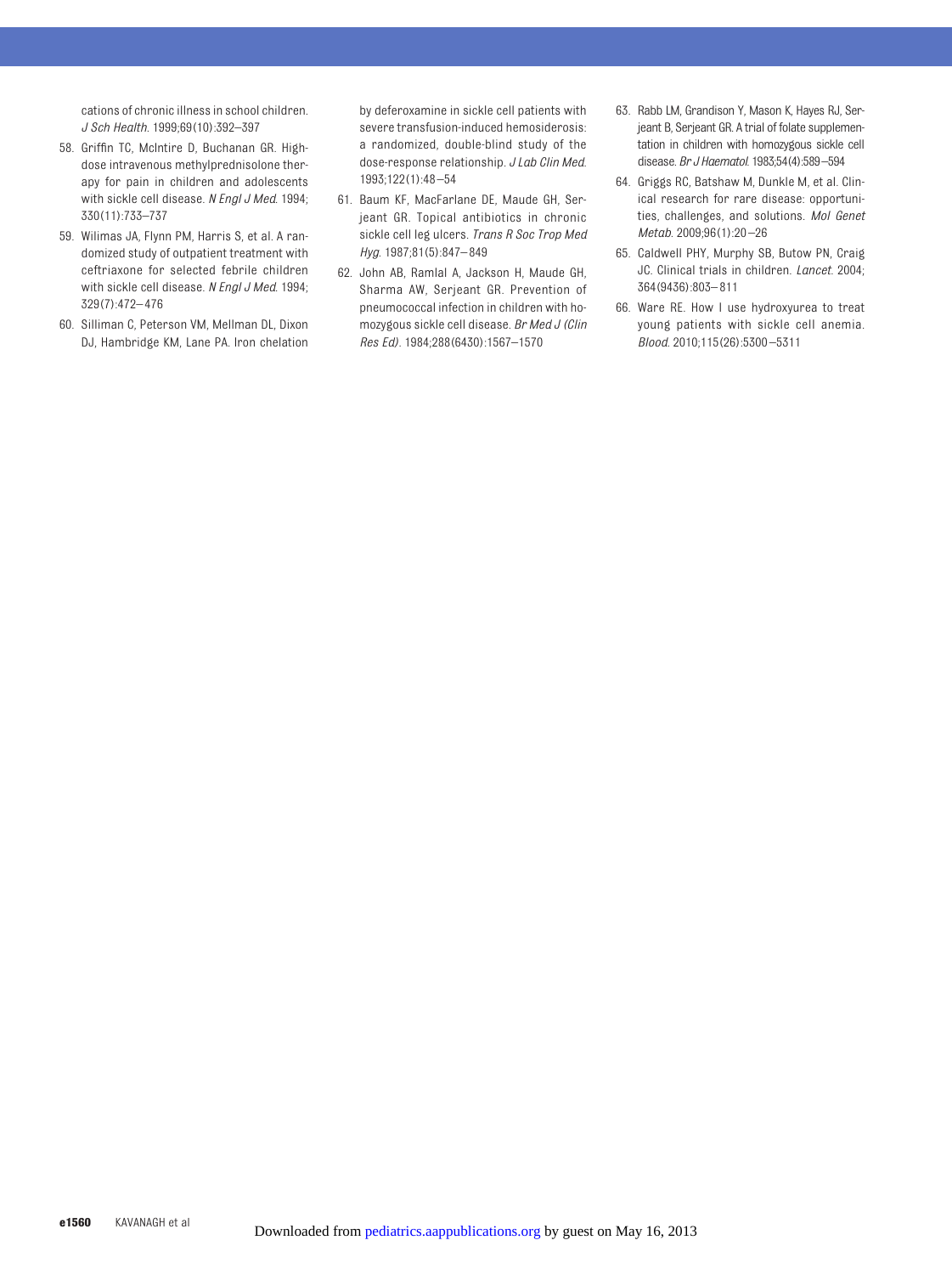cations of chronic illness in school children. *J Sch Health*. 1999;69(10):392–397

58. Griffin TC, McIntire D, Buchanan GR. High-dose intravenous methylprednisolone therapy for pain in children and adolescents with sickle cell disease. *N Engl J Med*. 1994; 330(11):733–737
59. Wilimas JA, Flynn PM, Harris S, et al. A randomized study of outpatient treatment with ceftriaxone for selected febrile children with sickle cell disease. *N Engl J Med*. 1994; 329(7):472–476
60. Silliman C, Peterson VM, Mellman DL, Dixon DJ, Hambridge KM, Lane PA. Iron chelation by deferoxamine in sickle cell patients with severe transfusion-induced hemosiderosis: a randomized, double-blind study of the dose-response relationship. *J Lab Clin Med*. 1993;122(1):48–54
61. Baum KF, MacFarlane DE, Maude GH, Serjeant GR. Topical antibiotics in chronic sickle cell leg ulcers. *Trans R Soc Trop Med Hyg*. 1987;81(5):847–849
62. John AB, Ramlal A, Jackson H, Maude GH, Sharma AW, Serjeant GR. Prevention of pneumococcal infection in children with homozygous sickle cell disease. *Br Med J (Clin Res Ed)*. 1984;288(6430):1567–1570
63. Rabb LM, Grandison Y, Mason K, Hayes RJ, Serjeant B, Serjeant GR. A trial of folate supplementation in children with homozygous sickle cell disease. *Br J Haematol*. 1983;54(4):589–594
64. Griggs RC, Batshaw M, Dunkle M, et al. Clinical research for rare disease: opportunities, challenges, and solutions. *Mol Genet Metab*. 2009;96(1):20–26
65. Caldwell PHY, Murphy SB, Butow PN, Craig JC. Clinical trials in children. *Lancet*. 2004; 364(9436):803–811
66. Ware RE. How I use hydroxyurea to treat young patients with sickle cell anemia. *Blood*. 2010;115(26):5300–5311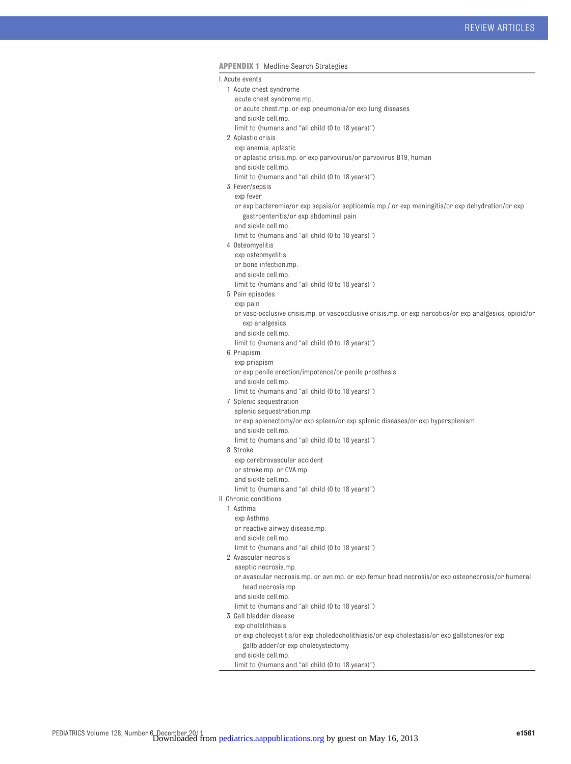**APPENDIX 1** Medline Search Strategies

I. Acute events

1. Acute chest syndrome
   - acute chest syndrome.mp.
   - or acute chest.mp. or exp pneumonia/or exp lung diseases
   - and sickle cell.mp.
   - limit to (humans and "all child (0 to 18 years)")
2. Aplastic crisis
   - exp anemia, aplastic
   - or aplastic crisis.mp. or exp parvovirus/or parvovirus B19, human
   - and sickle cell.mp.
   - limit to (humans and "all child (0 to 18 years)")
3. Fever/sepsis
   - exp fever
   - or exp bacteremia/or exp sepsis/or septicemia.mp./ or exp meningitis/or exp dehydration/or exp gastroenteritis/or exp abdominal pain
   - and sickle cell.mp.
   - limit to (humans and "all child (0 to 18 years)")
4. Osteomyelitis
   - exp osteomyelitis
   - or bone infection.mp.
   - and sickle cell.mp.
   - limit to (humans and "all child (0 to 18 years)")
5. Pain episodes
   - exp pain
   - or vaso-occlusive crisis.mp. or vasoocclusive crisis.mp. or exp narcotics/or exp analgesics, opioid/or exp analgesics
   - and sickle cell.mp.
   - limit to (humans and "all child (0 to 18 years)")
6. Priapism
   - exp priapism
   - or exp penile erection/impotence/or penile prosthesis
   - and sickle cell.mp.
   - limit to (humans and "all child (0 to 18 years)")
7. Splenic sequestration
   - splenic sequestration.mp.
   - or exp splenectomy/or exp spleen/or exp splenic diseases/or exp hypersplenism
   - and sickle cell.mp.
   - limit to (humans and "all child (0 to 18 years)")
8. Stroke
   - exp cerebrovascular accident
   - or stroke.mp. or CVA.mp.
   - and sickle cell.mp.
   - limit to (humans and "all child (0 to 18 years)")

II. Chronic conditions

1. Asthma
   - exp Asthma
   - or reactive airway disease.mp.
   - and sickle cell.mp.
   - limit to (humans and "all child (0 to 18 years)")
2. Avascular necrosis
   - aseptic necrosis.mp.
   - or avascular necrosis.mp. or avn.mp. or exp femur head necrosis/or exp osteonecrosis/or humeral head necrosis.mp.
   - and sickle cell.mp.
   - limit to (humans and "all child (0 to 18 years)")
3. Gall bladder disease
   - exp cholelithiasis
   - or exp cholecystitis/or exp choledocholithiasis/or exp cholestasis/or exp gallstones/or exp gallbladder/or exp cholecystectomy
   - and sickle cell.mp.
   - limit to (humans and "all child (0 to 18 years)")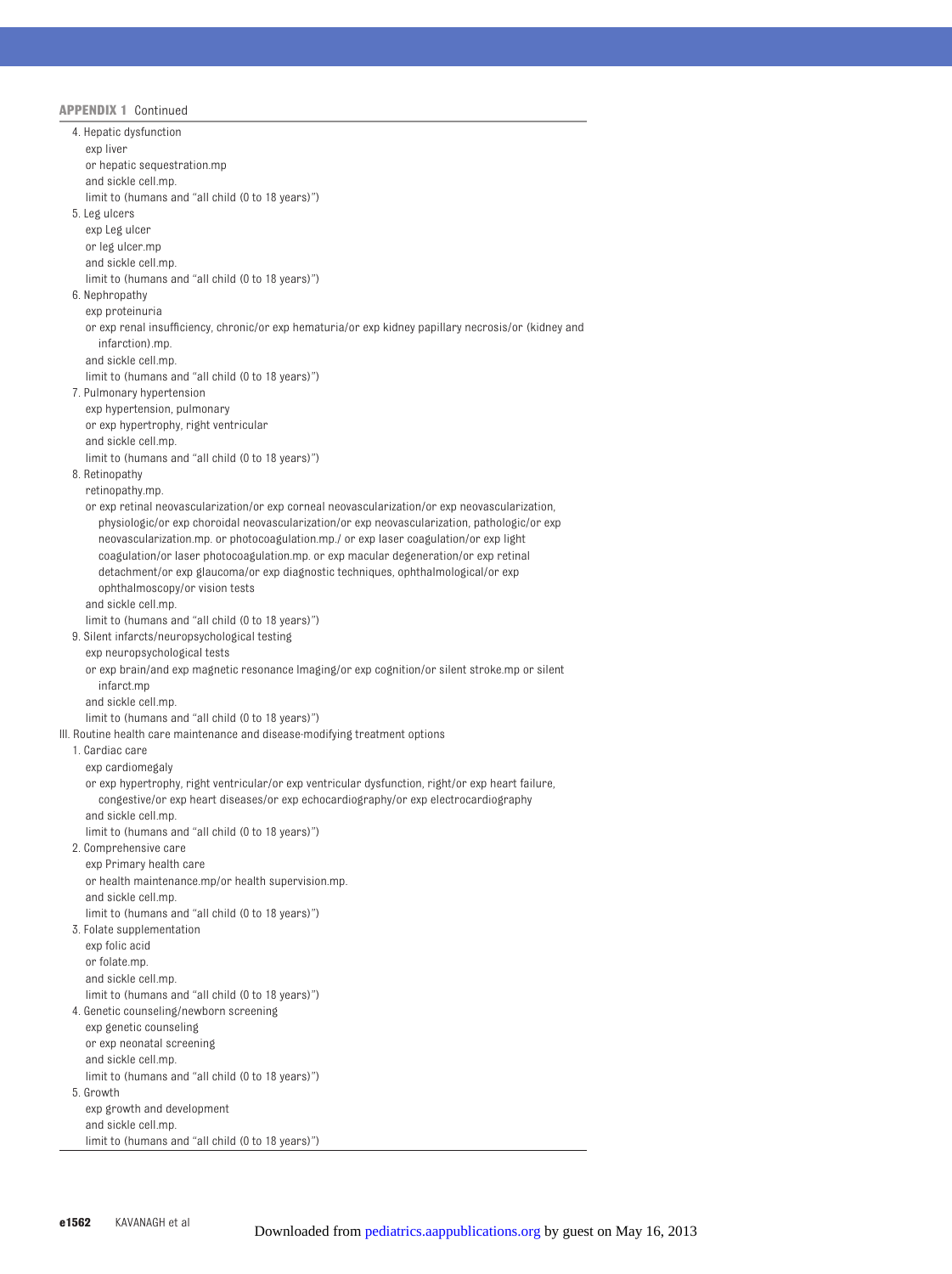**APPENDIX 1** Continued

4. Hepatic dysfunction
   - exp liver
   - or hepatic sequestration.mp
   - and sickle cell.mp.
   - limit to (humans and "all child (0 to 18 years)")
5. Leg ulcers
   - exp Leg ulcer
   - or leg ulcer.mp
   - and sickle cell.mp.
   - limit to (humans and "all child (0 to 18 years)")
6. Nephropathy
   - exp proteinuria
   - or exp renal insufficiency, chronic/or exp hematuria/or exp kidney papillary necrosis/or (kidney and infarction).mp.
   - and sickle cell.mp.
   - limit to (humans and "all child (0 to 18 years)")
7. Pulmonary hypertension
   - exp hypertension, pulmonary
   - or exp hypertrophy, right ventricular
   - and sickle cell.mp.
   - limit to (humans and "all child (0 to 18 years)")
8. Retinopathy
   - retinopathy.mp.
   - or exp retinal neovascularization/or exp corneal neovascularization/or exp neovascularization, physiologic/or exp choroidal neovascularization/or exp neovascularization, pathologic/or exp neovascularization.mp. or photocoagulation.mp./ or exp laser coagulation/or exp light coagulation/or laser photocoagulation.mp. or exp macular degeneration/or exp retinal detachment/or exp glaucoma/or exp diagnostic techniques, ophthalmological/or exp ophthalmoscopy/or vision tests
   - and sickle cell.mp.
   - limit to (humans and "all child (0 to 18 years)")
9. Silent infarcts/neuropsychological testing
   - exp neuropsychological tests
   - or exp brain/and exp magnetic resonance Imaging/or exp cognition/or silent stroke.mp or silent infarct.mp
   - and sickle cell.mp.
   - limit to (humans and "all child (0 to 18 years)")

III. Routine health care maintenance and disease-modifying treatment options

1. Cardiac care
   - exp cardiomegaly
   - or exp hypertrophy, right ventricular/or exp ventricular dysfunction, right/or exp heart failure, congestive/or exp heart diseases/or exp echocardiography/or exp electrocardiography
   - and sickle cell.mp.
   - limit to (humans and "all child (0 to 18 years)")
2. Comprehensive care
   - exp Primary health care
   - or health maintenance.mp/or health supervision.mp.
   - and sickle cell.mp.
   - limit to (humans and "all child (0 to 18 years)")
3. Folate supplementation
   - exp folic acid
   - or folate.mp.
   - and sickle cell.mp.
   - limit to (humans and "all child (0 to 18 years)")
4. Genetic counseling/newborn screening
   - exp genetic counseling
   - or exp neonatal screening
   - and sickle cell.mp.
   - limit to (humans and "all child (0 to 18 years)")
5. Growth
   - exp growth and development
   - and sickle cell.mp.
   - limit to (humans and "all child (0 to 18 years)")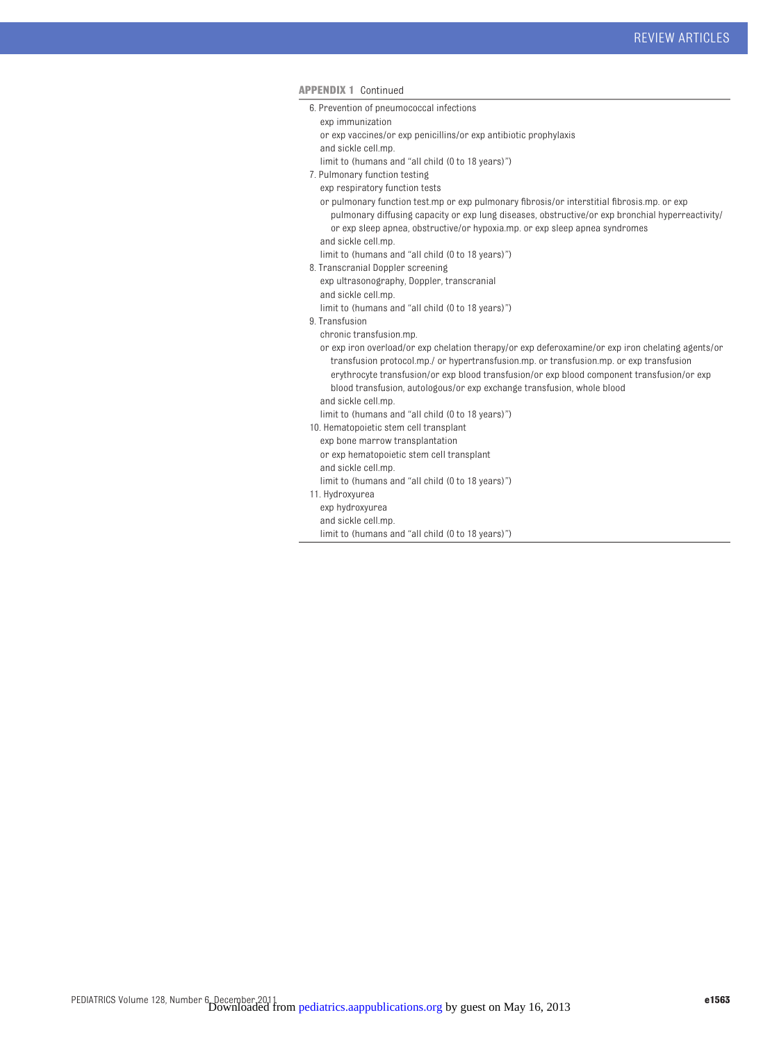**APPENDIX 1** Continued

6. Prevention of pneumococcal infections
   - exp immunization
   - or exp vaccines/or exp penicillins/or exp antibiotic prophylaxis
   - and sickle cell.mp.
   - limit to (humans and "all child (0 to 18 years)")
7. Pulmonary function testing
   - exp respiratory function tests
   - or pulmonary function test.mp or exp pulmonary fibrosis/or interstitial fibrosis.mp. or exp pulmonary diffusing capacity or exp lung diseases, obstructive/or exp bronchial hyperreactivity/ or exp sleep apnea, obstructive/or hypoxia.mp. or exp sleep apnea syndromes
   - and sickle cell.mp.
   - limit to (humans and "all child (0 to 18 years)")
8. Transcranial Doppler screening
   - exp ultrasonography, Doppler, transcranial
   - and sickle cell.mp.
   - limit to (humans and "all child (0 to 18 years)")
9. Transfusion
   - chronic transfusion.mp.
   - or exp iron overload/or exp chelation therapy/or exp deferoxamine/or exp iron chelating agents/or transfusion protocol.mp./ or hypertransfusion.mp. or transfusion.mp. or exp transfusion erythrocyte transfusion/or exp blood transfusion/or exp blood component transfusion/or exp blood transfusion, autologous/or exp exchange transfusion, whole blood
   - and sickle cell.mp.
   - limit to (humans and "all child (0 to 18 years)")
10. Hematopoietic stem cell transplant
    - exp bone marrow transplantation
    - or exp hematopoietic stem cell transplant
    - and sickle cell.mp.
    - limit to (humans and "all child (0 to 18 years)")
11. Hydroxyurea
    - exp hydroxyurea
    - and sickle cell.mp.
    - limit to (humans and "all child (0 to 18 years)")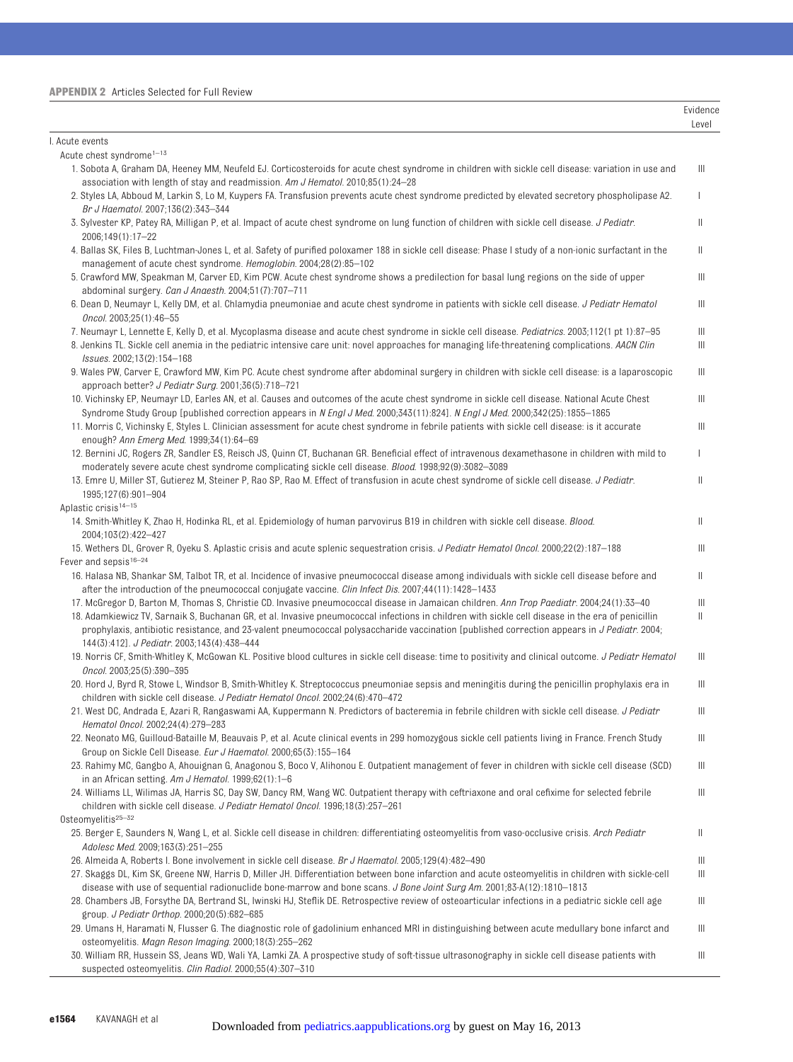**APPENDIX 2** Articles Selected for Full Review

| | Evidence Level |
|---|---|
| I. Acute events | |
| Acute chest syndrome[1–13] | |
| 1. Sobota A, Graham DA, Heeney MM, Neufeld EJ. Corticosteroids for acute chest syndrome in children with sickle cell disease: variation in use and association with length of stay and readmission. *Am J Hematol.* 2010;85(1):24–28 | III |
| 2. Styles LA, Abboud M, Larkin S, Lo M, Kuypers FA. Transfusion prevents acute chest syndrome predicted by elevated secretory phospholipase A2. *Br J Haematol.* 2007;136(2):343–344 | I |
| 3. Sylvester KP, Patey RA, Milligan P, et al. Impact of acute chest syndrome on lung function of children with sickle cell disease. *J Pediatr.* 2006;149(1):17–22 | II |
| 4. Ballas SK, Files B, Luchtman-Jones L, et al. Safety of purified poloxamer 188 in sickle cell disease: Phase I study of a non-ionic surfactant in the management of acute chest syndrome. *Hemoglobin.* 2004;28(2):85–102 | II |
| 5. Crawford MW, Speakman M, Carver ED, Kim PCW. Acute chest syndrome shows a predilection for basal lung regions on the side of upper abdominal surgery. *Can J Anaesth.* 2004;51(7):707–711 | III |
| 6. Dean D, Neumayr L, Kelly DM, et al. Chlamydia pneumoniae and acute chest syndrome in patients with sickle cell disease. *J Pediatr Hematol Oncol.* 2003;25(1):46–55 | III |
| 7. Neumayr L, Lennette E, Kelly D, et al. Mycoplasma disease and acute chest syndrome in sickle cell disease. *Pediatrics.* 2003;112(1 pt 1):87–95 | III |
| 8. Jenkins TL. Sickle cell anemia in the pediatric intensive care unit: novel approaches for managing life-threatening complications. *AACN Clin Issues.* 2002;13(2):154–168 | III |
| 9. Wales PW, Carver E, Crawford MW, Kim PC. Acute chest syndrome after abdominal surgery in children with sickle cell disease: is a laparoscopic approach better? *J Pediatr Surg.* 2001;36(5):718–721 | III |
| 10. Vichinsky EP, Neumayr LD, Earles AN, et al. Causes and outcomes of the acute chest syndrome in sickle cell disease. National Acute Chest Syndrome Study Group [published correction appears in *N Engl J Med.* 2000;343(11):824]. *N Engl J Med.* 2000;342(25):1855–1865 | III |
| 11. Morris C, Vichinsky E, Styles L. Clinician assessment for acute chest syndrome in febrile patients with sickle cell disease: is it accurate enough? *Ann Emerg Med.* 1999;34(1):64–69 | III |
| 12. Bernini JC, Rogers ZR, Sandler ES, Reisch JS, Quinn CT, Buchanan GR. Beneficial effect of intravenous dexamethasone in children with mild to moderately severe acute chest syndrome complicating sickle cell disease. *Blood.* 1998;92(9):3082–3089 | I |
| 13. Emre U, Miller ST, Gutierez M, Steiner P, Rao SP, Rao M. Effect of transfusion in acute chest syndrome of sickle cell disease. *J Pediatr.* 1995;127(6):901–904 | II |
| Aplastic crisis[14–15] | |
| 14. Smith-Whitley K, Zhao H, Hodinka RL, et al. Epidemiology of human parvovirus B19 in children with sickle cell disease. *Blood.* 2004;103(2):422–427 | II |
| 15. Wethers DL, Grover R, Oyeku S. Aplastic crisis and acute splenic sequestration crisis. *J Pediatr Hematol Oncol.* 2000;22(2):187–188 | III |
| Fever and sepsis[16–24] | |
| 16. Halasa NB, Shankar SM, Talbot TR, et al. Incidence of invasive pneumococcal disease among individuals with sickle cell disease before and after the introduction of the pneumococcal conjugate vaccine. *Clin Infect Dis.* 2007;44(11):1428–1433 | II |
| 17. McGregor D, Barton M, Thomas S, Christie CD. Invasive pneumococcal disease in Jamaican children. *Ann Trop Paediatr.* 2004;24(1):33–40 | III |
| 18. Adamkiewicz TV, Sarnaik S, Buchanan GR, et al. Invasive pneumococcal infections in children with sickle cell disease in the era of penicillin prophylaxis, antibiotic resistance, and 23-valent pneumococcal polysaccharide vaccination [published correction appears in *J Pediatr.* 2004; 144(3):412]. *J Pediatr.* 2003;143(4):438–444 | II |
| 19. Norris CF, Smith-Whitley K, McGowan KL. Positive blood cultures in sickle cell disease: time to positivity and clinical outcome. *J Pediatr Hematol Oncol.* 2003;25(5):390–395 | III |
| 20. Hord J, Byrd R, Stowe L, Windsor B, Smith-Whitley K. Streptococcus pneumoniae sepsis and meningitis during the penicillin prophylaxis era in children with sickle cell disease. *J Pediatr Hematol Oncol.* 2002;24(6):470–472 | III |
| 21. West DC, Andrada E, Azari R, Rangaswami AA, Kuppermann N. Predictors of bacteremia in febrile children with sickle cell disease. *J Pediatr Hematol Oncol.* 2002;24(4):279–283 | III |
| 22. Neonato MG, Guilloud-Bataille M, Beauvais P, et al. Acute clinical events in 299 homozygous sickle cell patients living in France. French Study Group on Sickle Cell Disease. *Eur J Haematol.* 2000;65(3):155–164 | III |
| 23. Rahimy MC, Gangbo A, Ahouignan G, Anagonou S, Boco V, Alihonou E. Outpatient management of fever in children with sickle cell disease (SCD) in an African setting. *Am J Hematol.* 1999;62(1):1–6 | III |
| 24. Williams LL, Wilimas JA, Harris SC, Day SW, Dancy RM, Wang WC. Outpatient therapy with ceftriaxone and oral cefixime for selected febrile children with sickle cell disease. *J Pediatr Hematol Oncol.* 1996;18(3):257–261 | III |
| Osteomyelitis[25–32] | |
| 25. Berger E, Saunders N, Wang L, et al. Sickle cell disease in children: differentiating osteomyelitis from vaso-occlusive crisis. *Arch Pediatr Adolesc Med.* 2009;163(3):251–255 | II |
| 26. Almeida A, Roberts I. Bone involvement in sickle cell disease. *Br J Haematol.* 2005;129(4):482–490 | III |
| 27. Skaggs DL, Kim SK, Greene NW, Harris D, Miller JH. Differentiation between bone infarction and acute osteomyelitis in children with sickle-cell disease with use of sequential radionuclide bone-marrow and bone scans. *J Bone Joint Surg Am.* 2001;83-A(12):1810–1813 | III |
| 28. Chambers JB, Forsythe DA, Bertrand SL, Iwinski HJ, Steflik DE. Retrospective review of osteoarticular infections in a pediatric sickle cell age group. *J Pediatr Orthop.* 2000;20(5):682–685 | III |
| 29. Umans H, Haramati N, Flusser G. The diagnostic role of gadolinium enhanced MRI in distinguishing between acute medullary bone infarct and osteomyelitis. *Magn Reson Imaging.* 2000;18(3):255–262 | III |
| 30. William RR, Hussein SS, Jeans WD, Wali YA, Lamki ZA. A prospective study of soft-tissue ultrasonography in sickle cell disease patients with suspected osteomyelitis. *Clin Radiol.* 2000;55(4):307–310 | III |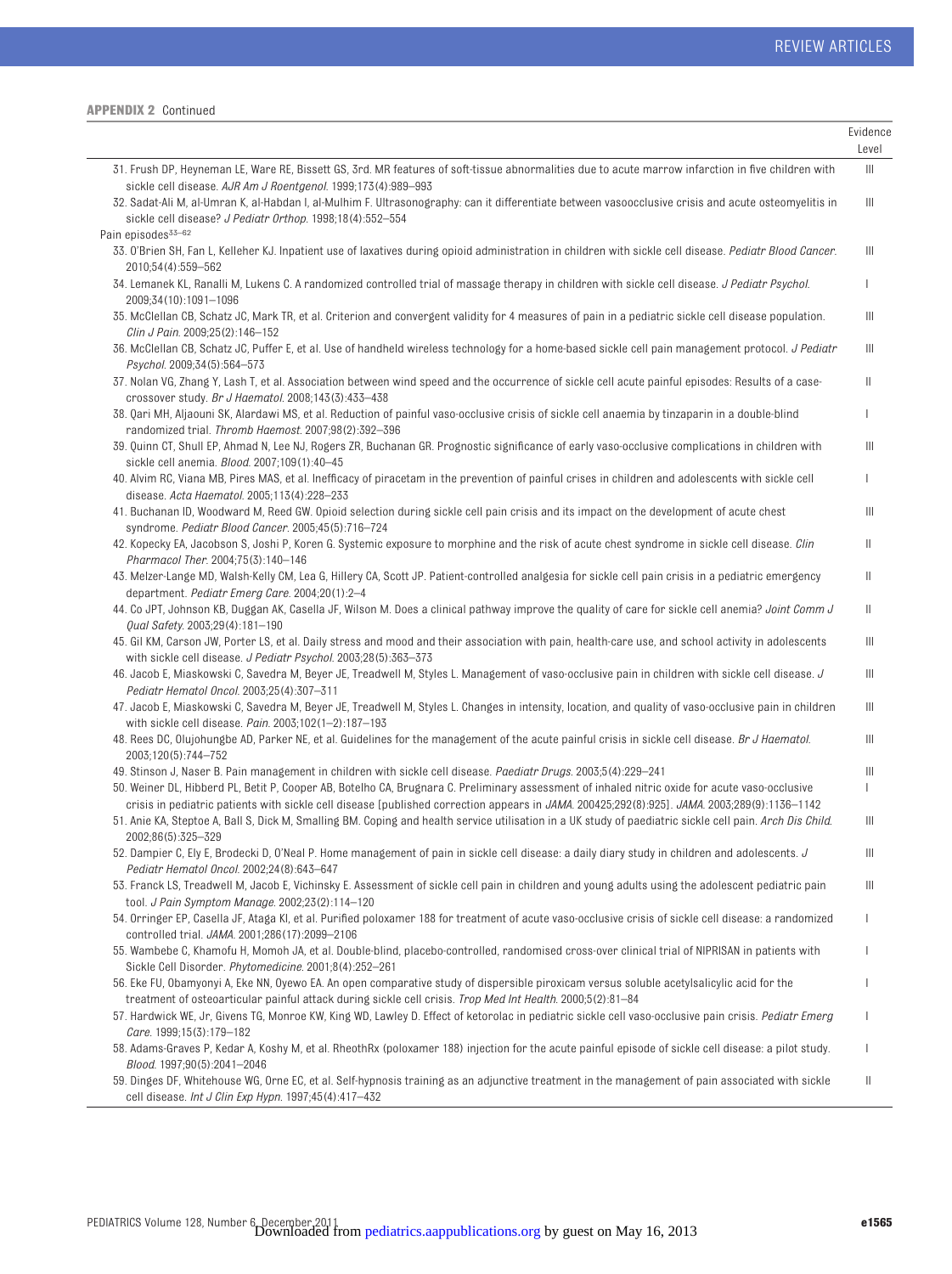**APPENDIX 2** Continued

| | Evidence Level |
|---|---|
| 31. Frush DP, Heyneman LE, Ware RE, Bissett GS, 3rd. MR features of soft-tissue abnormalities due to acute marrow infarction in five children with sickle cell disease. *AJR Am J Roentgenol.* 1999;173(4):989–993 | III |
| 32. Sadat-Ali M, al-Umran K, al-Habdan I, al-Mulhim F. Ultrasonography: can it differentiate between vasoocclusive crisis and acute osteomyelitis in sickle cell disease? *J Pediatr Orthop.* 1998;18(4):552–554 | III |
| Pain episodes[33–62] | |
| 33. O'Brien SH, Fan L, Kelleher KJ. Inpatient use of laxatives during opioid administration in children with sickle cell disease. *Pediatr Blood Cancer.* 2010;54(4):559–562 | III |
| 34. Lemanek KL, Ranalli M, Lukens C. A randomized controlled trial of massage therapy in children with sickle cell disease. *J Pediatr Psychol.* 2009;34(10):1091–1096 | I |
| 35. McClellan CB, Schatz JC, Mark TR, et al. Criterion and convergent validity for 4 measures of pain in a pediatric sickle cell disease population. *Clin J Pain.* 2009;25(2):146–152 | III |
| 36. McClellan CB, Schatz JC, Puffer E, et al. Use of handheld wireless technology for a home-based sickle cell pain management protocol. *J Pediatr Psychol.* 2009;34(5):564–573 | III |
| 37. Nolan VG, Zhang Y, Lash T, et al. Association between wind speed and the occurrence of sickle cell acute painful episodes: Results of a case-crossover study. *Br J Haematol.* 2008;143(3):433–438 | II |
| 38. Qari MH, Aljaouni SK, Alardawi MS, et al. Reduction of painful vaso-occlusive crisis of sickle cell anaemia by tinzaparin in a double-blind randomized trial. *Thromb Haemost.* 2007;98(2):392–396 | I |
| 39. Quinn CT, Shull EP, Ahmad N, Lee NJ, Rogers ZR, Buchanan GR. Prognostic significance of early vaso-occlusive complications in children with sickle cell anemia. *Blood.* 2007;109(1):40–45 | III |
| 40. Alvim RC, Viana MB, Pires MAS, et al. Inefficacy of piracetam in the prevention of painful crises in children and adolescents with sickle cell disease. *Acta Haematol.* 2005;113(4):228–233 | I |
| 41. Buchanan ID, Woodward M, Reed GW. Opioid selection during sickle cell pain crisis and its impact on the development of acute chest syndrome. *Pediatr Blood Cancer.* 2005;45(5):716–724 | III |
| 42. Kopecky EA, Jacobson S, Joshi P, Koren G. Systemic exposure to morphine and the risk of acute chest syndrome in sickle cell disease. *Clin Pharmacol Ther.* 2004;75(3):140–146 | II |
| 43. Melzer-Lange MD, Walsh-Kelly CM, Lea G, Hillery CA, Scott JP. Patient-controlled analgesia for sickle cell pain crisis in a pediatric emergency department. *Pediatr Emerg Care.* 2004;20(1):2–4 | II |
| 44. Co JPT, Johnson KB, Duggan AK, Casella JF, Wilson M. Does a clinical pathway improve the quality of care for sickle cell anemia? *Joint Comm J Qual Safety.* 2003;29(4):181–190 | II |
| 45. Gil KM, Carson JW, Porter LS, et al. Daily stress and mood and their association with pain, health-care use, and school activity in adolescents with sickle cell disease. *J Pediatr Psychol.* 2003;28(5):363–373 | III |
| 46. Jacob E, Miaskowski C, Savedra M, Beyer JE, Treadwell M, Styles L. Management of vaso-occlusive pain in children with sickle cell disease. *J Pediatr Hematol Oncol.* 2003;25(4):307–311 | III |
| 47. Jacob E, Miaskowski C, Savedra M, Beyer JE, Treadwell M, Styles L. Changes in intensity, location, and quality of vaso-occlusive pain in children with sickle cell disease. *Pain.* 2003;102(1–2):187–193 | III |
| 48. Rees DC, Olujohungbe AD, Parker NE, et al. Guidelines for the management of the acute painful crisis in sickle cell disease. *Br J Haematol.* 2003;120(5):744–752 | III |
| 49. Stinson J, Naser B. Pain management in children with sickle cell disease. *Paediatr Drugs.* 2003;5(4):229–241 | III |
| 50. Weiner DL, Hibberd PL, Betit P, Cooper AB, Botelho CA, Brugnara C. Preliminary assessment of inhaled nitric oxide for acute vaso-occlusive crisis in pediatric patients with sickle cell disease [published correction appears in *JAMA*. 200425;292(8):925]. *JAMA.* 2003;289(9):1136–1142 | I |
| 51. Anie KA, Steptoe A, Ball S, Dick M, Smalling BM. Coping and health service utilisation in a UK study of paediatric sickle cell pain. *Arch Dis Child.* 2002;86(5):325–329 | III |
| 52. Dampier C, Ely E, Brodecki D, O'Neal P. Home management of pain in sickle cell disease: a daily diary study in children and adolescents. *J Pediatr Hematol Oncol.* 2002;24(8):643–647 | III |
| 53. Franck LS, Treadwell M, Jacob E, Vichinsky E. Assessment of sickle cell pain in children and young adults using the adolescent pediatric pain tool. *J Pain Symptom Manage.* 2002;23(2):114–120 | III |
| 54. Orringer EP, Casella JF, Ataga KI, et al. Purified poloxamer 188 for treatment of acute vaso-occlusive crisis of sickle cell disease: a randomized controlled trial. *JAMA.* 2001;286(17):2099–2106 | I |
| 55. Wambebe C, Khamofu H, Momoh JA, et al. Double-blind, placebo-controlled, randomised cross-over clinical trial of NIPRISAN in patients with Sickle Cell Disorder. *Phytomedicine.* 2001;8(4):252–261 | I |
| 56. Eke FU, Obamyonyi A, Eke NN, Oyewo EA. An open comparative study of dispersible piroxicam versus soluble acetylsalicylic acid for the treatment of osteoarticular painful attack during sickle cell crisis. *Trop Med Int Health.* 2000;5(2):81–84 | I |
| 57. Hardwick WE, Jr, Givens TG, Monroe KW, King WD, Lawley D. Effect of ketorolac in pediatric sickle cell vaso-occlusive pain crisis. *Pediatr Emerg Care.* 1999;15(3):179–182 | I |
| 58. Adams-Graves P, Kedar A, Koshy M, et al. RheothRx (poloxamer 188) injection for the acute painful episode of sickle cell disease: a pilot study. *Blood.* 1997;90(5):2041–2046 | I |
| 59. Dinges DF, Whitehouse WG, Orne EC, et al. Self-hypnosis training as an adjunctive treatment in the management of pain associated with sickle cell disease. *Int J Clin Exp Hypn.* 1997;45(4):417–432 | II |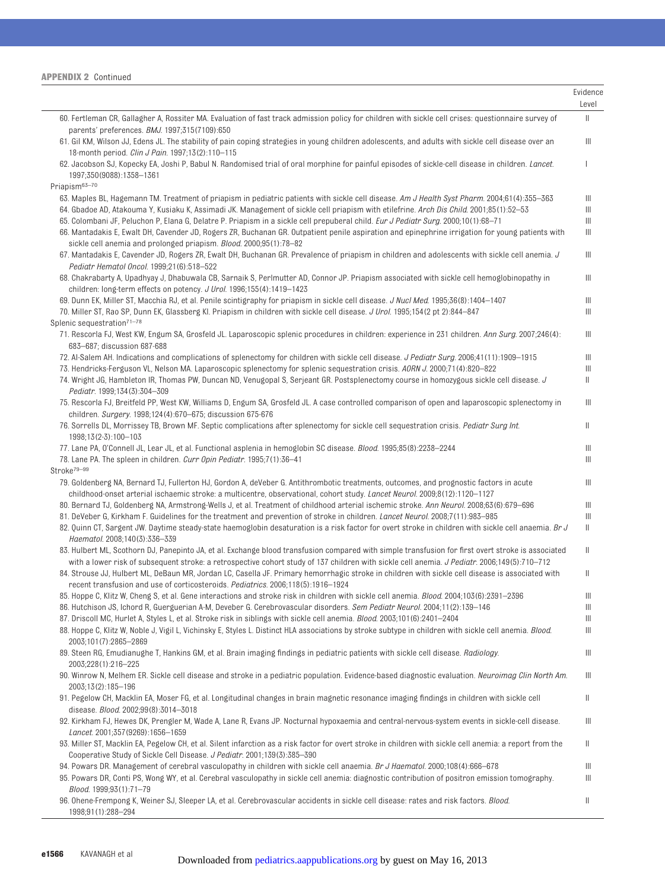**APPENDIX 2** Continued

| | Evidence Level |
|---|---|
| 60. Fertleman CR, Gallagher A, Rossiter MA. Evaluation of fast track admission policy for children with sickle cell crises: questionnaire survey of parents' preferences. *BMJ*. 1997;315(7109):650 | II |
| 61. Gil KM, Wilson JJ, Edens JL. The stability of pain coping strategies in young children adolescents, and adults with sickle cell disease over an 18-month period. *Clin J Pain*. 1997;13(2):110–115 | III |
| 62. Jacobson SJ, Kopecky EA, Joshi P, Babul N. Randomised trial of oral morphine for painful episodes of sickle-cell disease in children. *Lancet*. 1997;350(9088):1358–1361 | I |
| Priapism[63–70] | |
| 63. Maples BL, Hagemann TM. Treatment of priapism in pediatric patients with sickle cell disease. *Am J Health Syst Pharm*. 2004;61(4):355–363 | III |
| 64. Gbadoe AD, Atakouma Y, Kusiaku K, Assimadi JK. Management of sickle cell priapism with etilefrine. *Arch Dis Child*. 2001;85(1):52–53 | III |
| 65. Colombani JF, Peluchon P, Elana G, Delatre P. Priapism in a sickle cell prepuberal child. *Eur J Pediatr Surg*. 2000;10(1):68–71 | III |
| 66. Mantadakis E, Ewalt DH, Cavender JD, Rogers ZR, Buchanan GR. Outpatient penile aspiration and epinephrine irrigation for young patients with sickle cell anemia and prolonged priapism. *Blood*. 2000;95(1):78–82 | III |
| 67. Mantadakis E, Cavender JD, Rogers ZR, Ewalt DH, Buchanan GR. Prevalence of priapism in children and adolescents with sickle cell anemia. *J Pediatr Hematol Oncol*. 1999;21(6):518–522 | III |
| 68. Chakrabarty A, Upadhyay J, Dhabuwala CB, Sarnaik S, Perlmutter AD, Connor JP. Priapism associated with sickle cell hemoglobinopathy in children: long-term effects on potency. *J Urol*. 1996;155(4):1419–1423 | III |
| 69. Dunn EK, Miller ST, Macchia RJ, et al. Penile scintigraphy for priapism in sickle cell disease. *J Nucl Med*. 1995;36(8):1404–1407 | III |
| 70. Miller ST, Rao SP, Dunn EK, Glassberg KI. Priapism in children with sickle cell disease. *J Urol*. 1995;154(2 pt 2):844–847 | III |
| Splenic sequestration[71–78] | |
| 71. Rescorla FJ, West KW, Engum SA, Grosfeld JL. Laparoscopic splenic procedures in children: experience in 231 children. *Ann Surg*. 2007;246(4):683–687; discussion 687-688 | III |
| 72. Al-Salem AH. Indications and complications of splenectomy for children with sickle cell disease. *J Pediatr Surg*. 2006;41(11):1909–1915 | III |
| 73. Hendricks-Ferguson VL, Nelson MA. Laparoscopic splenectomy for splenic sequestration crisis. *AORN J*. 2000;71(4):820–822 | III |
| 74. Wright JG, Hambleton IR, Thomas PW, Duncan ND, Venugopal S, Serjeant GR. Postsplenectomy course in homozygous sickle cell disease. *J Pediatr*. 1999;134(3):304–309 | II |
| 75. Rescorla FJ, Breitfeld PP, West KW, Williams D, Engum SA, Grosfeld JL. A case controlled comparison of open and laparoscopic splenectomy in children. *Surgery*. 1998;124(4):670–675; discussion 675-676 | III |
| 76. Sorrells DL, Morrissey TB, Brown MF. Septic complications after splenectomy for sickle cell sequestration crisis. *Pediatr Surg Int*. 1998;13(2-3):100–103 | II |
| 77. Lane PA, O'Connell JL, Lear JL, et al. Functional asplenia in hemoglobin SC disease. *Blood*. 1995;85(8):2238–2244 | III |
| 78. Lane PA. The spleen in children. *Curr Opin Pediatr*. 1995;7(1):36–41 | III |
| Stroke[79–99] | |
| 79. Goldenberg NA, Bernard TJ, Fullerton HJ, Gordon A, deVeber G. Antithrombotic treatments, outcomes, and prognostic factors in acute childhood-onset arterial ischaemic stroke: a multicentre, observational, cohort study. *Lancet Neurol*. 2009;8(12):1120–1127 | III |
| 80. Bernard TJ, Goldenberg NA, Armstrong-Wells J, et al. Treatment of childhood arterial ischemic stroke. *Ann Neurol*. 2008;63(6):679–696 | III |
| 81. DeVeber G, Kirkham F. Guidelines for the treatment and prevention of stroke in children. *Lancet Neurol*. 2008;7(11):983–985 | III |
| 82. Quinn CT, Sargent JW. Daytime steady-state haemoglobin desaturation is a risk factor for overt stroke in children with sickle cell anaemia. *Br J Haematol*. 2008;140(3):336–339 | II |
| 83. Hulbert ML, Scothorn DJ, Panepinto JA, et al. Exchange blood transfusion compared with simple transfusion for first overt stroke is associated with a lower risk of subsequent stroke: a retrospective cohort study of 137 children with sickle cell anemia. *J Pediatr*. 2006;149(5):710–712 | II |
| 84. Strouse JJ, Hulbert ML, DeBaun MR, Jordan LC, Casella JF. Primary hemorrhagic stroke in children with sickle cell disease is associated with recent transfusion and use of corticosteroids. *Pediatrics*. 2006;118(5):1916–1924 | II |
| 85. Hoppe C, Klitz W, Cheng S, et al. Gene interactions and stroke risk in children with sickle cell anemia. *Blood*. 2004;103(6):2391–2396 | III |
| 86. Hutchison JS, Ichord R, Guerguerian A-M, Deveber G. Cerebrovascular disorders. *Sem Pediatr Neurol*. 2004;11(2):139–146 | III |
| 87. Driscoll MC, Hurlet A, Styles L, et al. Stroke risk in siblings with sickle cell anemia. *Blood*. 2003;101(6):2401–2404 | III |
| 88. Hoppe C, Klitz W, Noble J, Vigil L, Vichinsky E, Styles L. Distinct HLA associations by stroke subtype in children with sickle cell anemia. *Blood*. 2003;101(7):2865–2869 | III |
| 89. Steen RG, Emudianughe T, Hankins GM, et al. Brain imaging findings in pediatric patients with sickle cell disease. *Radiology*. 2003;228(1):216–225 | III |
| 90. Winrow N, Melhem ER. Sickle cell disease and stroke in a pediatric population. Evidence-based diagnostic evaluation. *Neuroimag Clin North Am*. 2003;13(2):185–196 | III |
| 91. Pegelow CH, Macklin EA, Moser FG, et al. Longitudinal changes in brain magnetic resonance imaging findings in children with sickle cell disease. *Blood*. 2002;99(8):3014–3018 | II |
| 92. Kirkham FJ, Hewes DK, Prengler M, Wade A, Lane R, Evans JP. Nocturnal hypoxaemia and central-nervous-system events in sickle-cell disease. *Lancet*. 2001;357(9269):1656–1659 | III |
| 93. Miller ST, Macklin EA, Pegelow CH, et al. Silent infarction as a risk factor for overt stroke in children with sickle cell anemia: a report from the Cooperative Study of Sickle Cell Disease. *J Pediatr*. 2001;139(3):385–390 | II |
| 94. Powars DR. Management of cerebral vasculopathy in children with sickle cell anaemia. *Br J Haematol*. 2000;108(4):666–678 | III |
| 95. Powars DR, Conti PS, Wong WY, et al. Cerebral vasculopathy in sickle cell anemia: diagnostic contribution of positron emission tomography. *Blood*. 1999;93(1):71–79 | III |
| 96. Ohene-Frempong K, Weiner SJ, Sleeper LA, et al. Cerebrovascular accidents in sickle cell disease: rates and risk factors. *Blood*. 1998;91(1):288–294 | II |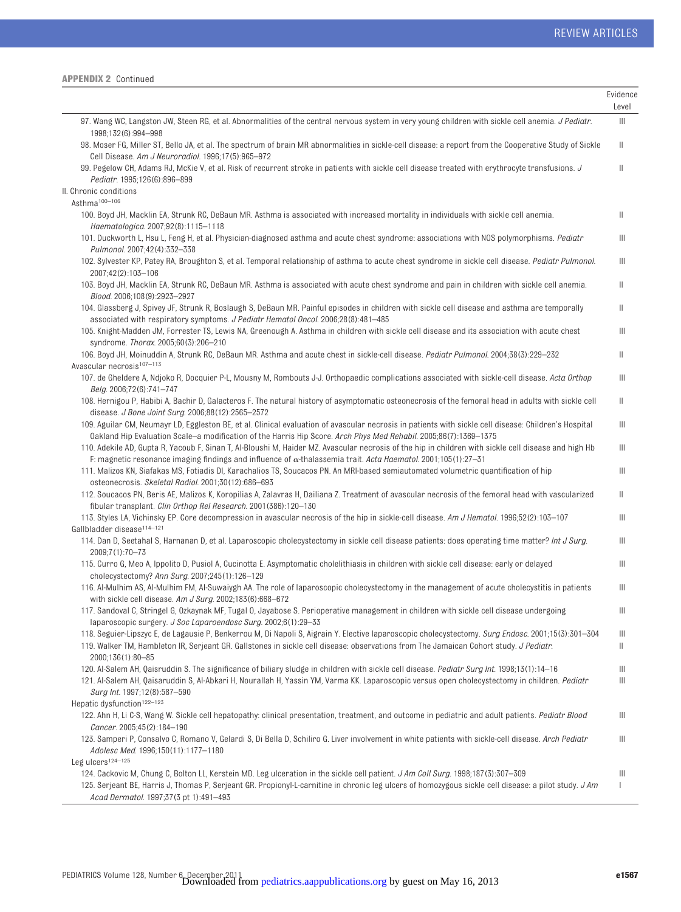**APPENDIX 2** Continued

| | Evidence Level |
|---|---|
| 97. Wang WC, Langston JW, Steen RG, et al. Abnormalities of the central nervous system in very young children with sickle cell anemia. *J Pediatr.* 1998;132(6):994–998 | III |
| 98. Moser FG, Miller ST, Bello JA, et al. The spectrum of brain MR abnormalities in sickle-cell disease: a report from the Cooperative Study of Sickle Cell Disease. *Am J Neuroradiol.* 1996;17(5):965–972 | II |
| 99. Pegelow CH, Adams RJ, McKie V, et al. Risk of recurrent stroke in patients with sickle cell disease treated with erythrocyte transfusions. *J Pediatr.* 1995;126(6):896–899 | II |
| II. Chronic conditions | |
| Asthma[100–106] | |
| 100. Boyd JH, Macklin EA, Strunk RC, DeBaun MR. Asthma is associated with increased mortality in individuals with sickle cell anemia. *Haematologica.* 2007;92(8):1115–1118 | II |
| 101. Duckworth L, Hsu L, Feng H, et al. Physician-diagnosed asthma and acute chest syndrome: associations with NOS polymorphisms. *Pediatr Pulmonol.* 2007;42(4):332–338 | III |
| 102. Sylvester KP, Patey RA, Broughton S, et al. Temporal relationship of asthma to acute chest syndrome in sickle cell disease. *Pediatr Pulmonol.* 2007;42(2):103–106 | III |
| 103. Boyd JH, Macklin EA, Strunk RC, DeBaun MR. Asthma is associated with acute chest syndrome and pain in children with sickle cell anemia. *Blood.* 2006;108(9):2923–2927 | II |
| 104. Glassberg J, Spivey JF, Strunk R, Boslaugh S, DeBaun MR. Painful episodes in children with sickle cell disease and asthma are temporally associated with respiratory symptoms. *J Pediatr Hematol Oncol.* 2006;28(8):481–485 | II |
| 105. Knight-Madden JM, Forrester TS, Lewis NA, Greenough A. Asthma in children with sickle cell disease and its association with acute chest syndrome. *Thorax.* 2005;60(3):206–210 | III |
| 106. Boyd JH, Moinuddin A, Strunk RC, DeBaun MR. Asthma and acute chest in sickle-cell disease. *Pediatr Pulmonol.* 2004;38(3):229–232 | II |
| Avascular necrosis[107–113] | |
| 107. de Gheldere A, Ndjoko R, Docquier P-L, Mousny M, Rombouts J-J. Orthopaedic complications associated with sickle-cell disease. *Acta Orthop Belg.* 2006;72(6):741–747 | III |
| 108. Hernigou P, Habibi A, Bachir D, Galacteros F. The natural history of asymptomatic osteonecrosis of the femoral head in adults with sickle cell disease. *J Bone Joint Surg.* 2006;88(12):2565–2572 | II |
| 109. Aguilar CM, Neumayr LD, Eggleston BE, et al. Clinical evaluation of avascular necrosis in patients with sickle cell disease: Children's Hospital Oakland Hip Evaluation Scale–a modification of the Harris Hip Score. *Arch Phys Med Rehabil.* 2005;86(7):1369–1375 | III |
| 110. Adekile AD, Gupta R, Yacoub F, Sinan T, Al-Bloushi M, Haider MZ. Avascular necrosis of the hip in children with sickle cell disease and high Hb F: magnetic resonance imaging findings and influence of α-thalassemia trait. *Acta Haematol.* 2001;105(1):27–31 | III |
| 111. Malizos KN, Siafakas MS, Fotiadis DI, Karachalios TS, Soucacos PN. An MRI-based semiautomated volumetric quantification of hip osteonecrosis. *Skeletal Radiol.* 2001;30(12):686–693 | III |
| 112. Soucacos PN, Beris AE, Malizos K, Koropilias A, Zalavras H, Dailiana Z. Treatment of avascular necrosis of the femoral head with vascularized fibular transplant. *Clin Orthop Rel Research.* 2001(386):120–130 | II |
| 113. Styles LA, Vichinsky EP. Core decompression in avascular necrosis of the hip in sickle-cell disease. *Am J Hematol.* 1996;52(2):103–107 | III |
| Gallbladder disease[114–121] | |
| 114. Dan D, Seetahal S, Harnanan D, et al. Laparoscopic cholecystectomy in sickle cell disease patients: does operating time matter? *Int J Surg.* 2009;7(1):70–73 | III |
| 115. Curro G, Meo A, Ippolito D, Pusiol A, Cucinotta E. Asymptomatic cholelithiasis in children with sickle cell disease: early or delayed cholecystectomy? *Ann Surg.* 2007;245(1):126–129 | III |
| 116. Al-Mulhim AS, Al-Mulhim FM, Al-Suwaiygh AA. The role of laparoscopic cholecystectomy in the management of acute cholecystitis in patients with sickle cell disease. *Am J Surg.* 2002;183(6):668–672 | III |
| 117. Sandoval C, Stringel G, Ozkaynak MF, Tugal O, Jayabose S. Perioperative management in children with sickle cell disease undergoing laparoscopic surgery. *J Soc Laparoendosc Surg.* 2002;6(1):29–33 | III |
| 118. Seguier-Lipszyc E, de Lagausie P, Benkerrou M, Di Napoli S, Aigrain Y. Elective laparoscopic cholecystectomy. *Surg Endosc.* 2001;15(3):301–304 | III |
| 119. Walker TM, Hambleton IR, Serjeant GR. Gallstones in sickle cell disease: observations from The Jamaican Cohort study. *J Pediatr.* 2000;136(1):80–85 | II |
| 120. Al-Salem AH, Qaisruddin S. The significance of biliary sludge in children with sickle cell disease. *Pediatr Surg Int.* 1998;13(1):14–16 | III |
| 121. Al-Salem AH, Qaisaruddin S, Al-Abkari H, Nourallah H, Yassin YM, Varma KK. Laparoscopic versus open cholecystectomy in children. *Pediatr Surg Int.* 1997;12(8):587–590 | III |
| Hepatic dysfunction[122–123] | |
| 122. Ahn H, Li C-S, Wang W. Sickle cell hepatopathy: clinical presentation, treatment, and outcome in pediatric and adult patients. *Pediatr Blood Cancer.* 2005;45(2):184–190 | III |
| 123. Samperi P, Consalvo C, Romano V, Gelardi S, Di Bella D, Schiliro G. Liver involvement in white patients with sickle-cell disease. *Arch Pediatr Adolesc Med.* 1996;150(11):1177–1180 | III |
| Leg ulcers[124–125] | |
| 124. Cackovic M, Chung C, Bolton LL, Kerstein MD. Leg ulceration in the sickle cell patient. *J Am Coll Surg.* 1998;187(3):307–309 | III |
| 125. Serjeant BE, Harris J, Thomas P, Serjeant GR. Propionyl-L-carnitine in chronic leg ulcers of homozygous sickle cell disease: a pilot study. *J Am Acad Dermatol.* 1997;37(3 pt 1):491–493 | I |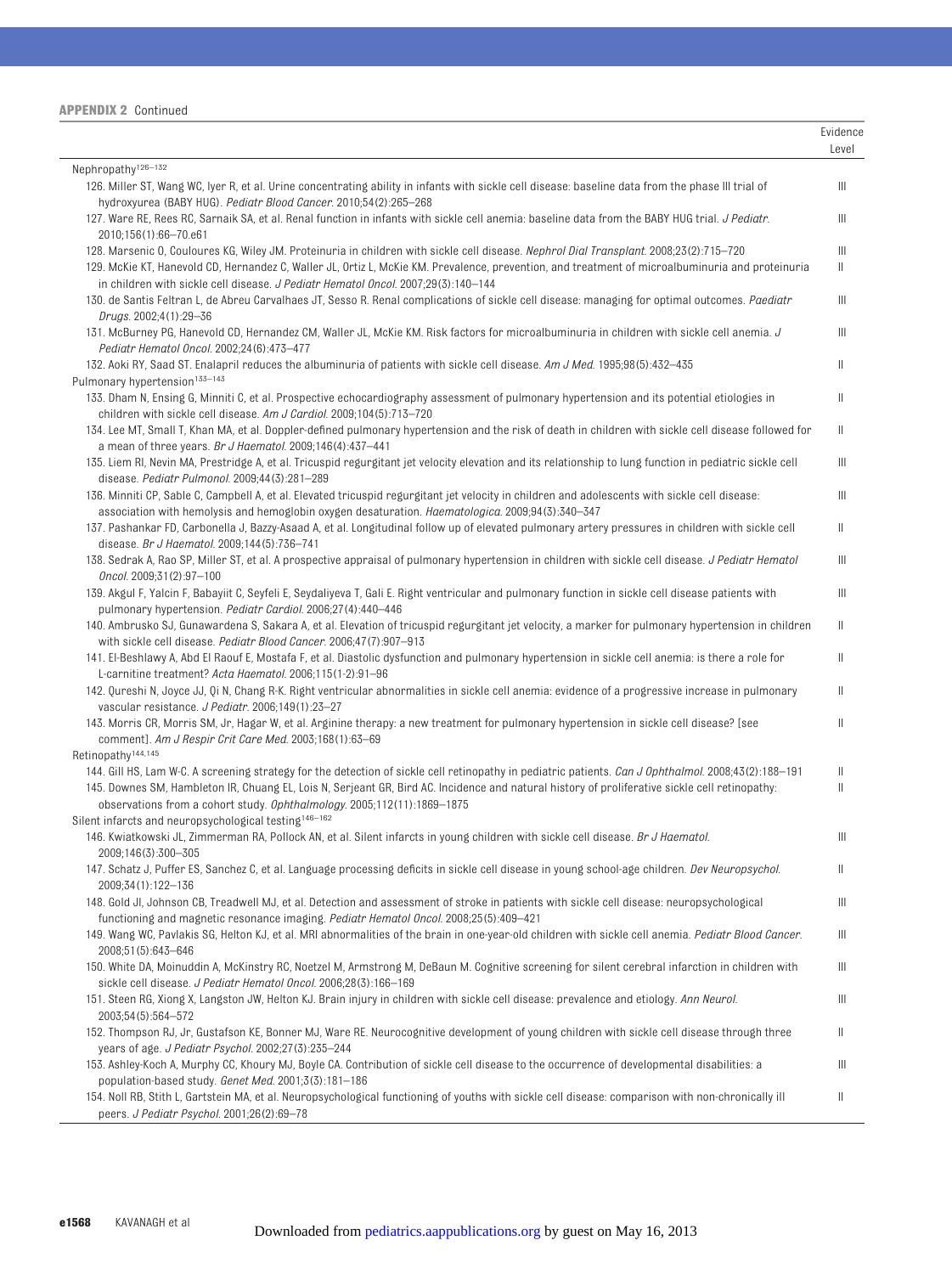**APPENDIX 2** Continued

| | Evidence Level |
|---|---|
| Nephropathy[126–132] | |
| 126. Miller ST, Wang WC, Iyer R, et al. Urine concentrating ability in infants with sickle cell disease: baseline data from the phase III trial of hydroxyurea (BABY HUG). *Pediatr Blood Cancer*. 2010;54(2):265–268 | III |
| 127. Ware RE, Rees RC, Sarnaik SA, et al. Renal function in infants with sickle cell anemia: baseline data from the BABY HUG trial. *J Pediatr*. 2010;156(1):66–70.e61 | III |
| 128. Marsenic O, Couloures KG, Wiley JM. Proteinuria in children with sickle cell disease. *Nephrol Dial Transplant*. 2008;23(2):715–720 | III |
| 129. McKie KT, Hanevold CD, Hernandez C, Waller JL, Ortiz L, McKie KM. Prevalence, prevention, and treatment of microalbuminuria and proteinuria in children with sickle cell disease. *J Pediatr Hematol Oncol*. 2007;29(3):140–144 | II |
| 130. de Santis Feltran L, de Abreu Carvalhaes JT, Sesso R. Renal complications of sickle cell disease: managing for optimal outcomes. *Paediatr Drugs*. 2002;4(1):29–36 | III |
| 131. McBurney PG, Hanevold CD, Hernandez CM, Waller JL, McKie KM. Risk factors for microalbuminuria in children with sickle cell anemia. *J Pediatr Hematol Oncol*. 2002;24(6):473–477 | III |
| 132. Aoki RY, Saad ST. Enalapril reduces the albuminuria of patients with sickle cell disease. *Am J Med*. 1995;98(5):432–435 | II |
| Pulmonary hypertension[133–143] | |
| 133. Dham N, Ensing G, Minniti C, et al. Prospective echocardiography assessment of pulmonary hypertension and its potential etiologies in children with sickle cell disease. *Am J Cardiol*. 2009;104(5):713–720 | II |
| 134. Lee MT, Small T, Khan MA, et al. Doppler-defined pulmonary hypertension and the risk of death in children with sickle cell disease followed for a mean of three years. *Br J Haematol*. 2009;146(4):437–441 | II |
| 135. Liem RI, Nevin MA, Prestridge A, et al. Tricuspid regurgitant jet velocity elevation and its relationship to lung function in pediatric sickle cell disease. *Pediatr Pulmonol*. 2009;44(3):281–289 | III |
| 136. Minniti CP, Sable C, Campbell A, et al. Elevated tricuspid regurgitant jet velocity in children and adolescents with sickle cell disease: association with hemolysis and hemoglobin oxygen desaturation. *Haematologica*. 2009;94(3):340–347 | III |
| 137. Pashankar FD, Carbonella J, Bazzy-Asaad A, et al. Longitudinal follow up of elevated pulmonary artery pressures in children with sickle cell disease. *Br J Haematol*. 2009;144(5):736–741 | II |
| 138. Sedrak A, Rao SP, Miller ST, et al. A prospective appraisal of pulmonary hypertension in children with sickle cell disease. *J Pediatr Hematol Oncol*. 2009;31(2):97–100 | III |
| 139. Akgul F, Yalcin F, Babayiit C, Seyfeli E, Seydaliyeva T, Gali E. Right ventricular and pulmonary function in sickle cell disease patients with pulmonary hypertension. *Pediatr Cardiol*. 2006;27(4):440–446 | III |
| 140. Ambrusko SJ, Gunawardena S, Sakara A, et al. Elevation of tricuspid regurgitant jet velocity, a marker for pulmonary hypertension in children with sickle cell disease. *Pediatr Blood Cancer*. 2006;47(7):907–913 | II |
| 141. El-Beshlawy A, Abd El Raouf E, Mostafa F, et al. Diastolic dysfunction and pulmonary hypertension in sickle cell anemia: is there a role for L-carnitine treatment? *Acta Haematol*. 2006;115(1-2):91–96 | II |
| 142. Qureshi N, Joyce JJ, Qi N, Chang R-K. Right ventricular abnormalities in sickle cell anemia: evidence of a progressive increase in pulmonary vascular resistance. *J Pediatr*. 2006;149(1):23–27 | II |
| 143. Morris CR, Morris SM, Jr, Hagar W, et al. Arginine therapy: a new treatment for pulmonary hypertension in sickle cell disease? [see comment]. *Am J Respir Crit Care Med*. 2003;168(1):63–69 | II |
| Retinopathy[144,145] | |
| 144. Gill HS, Lam W-C. A screening strategy for the detection of sickle cell retinopathy in pediatric patients. *Can J Ophthalmol*. 2008;43(2):188–191 | II |
| 145. Downes SM, Hambleton IR, Chuang EL, Lois N, Serjeant GR, Bird AC. Incidence and natural history of proliferative sickle cell retinopathy: observations from a cohort study. *Ophthalmology*. 2005;112(11):1869–1875 | II |
| Silent infarcts and neuropsychological testing[146–162] | |
| 146. Kwiatkowski JL, Zimmerman RA, Pollock AN, et al. Silent infarcts in young children with sickle cell disease. *Br J Haematol*. 2009;146(3):300–305 | III |
| 147. Schatz J, Puffer ES, Sanchez C, et al. Language processing deficits in sickle cell disease in young school-age children. *Dev Neuropsychol*. 2009;34(1):122–136 | II |
| 148. Gold JI, Johnson CB, Treadwell MJ, et al. Detection and assessment of stroke in patients with sickle cell disease: neuropsychological functioning and magnetic resonance imaging. *Pediatr Hematol Oncol*. 2008;25(5):409–421 | III |
| 149. Wang WC, Pavlakis SG, Helton KJ, et al. MRI abnormalities of the brain in one-year-old children with sickle cell anemia. *Pediatr Blood Cancer*. 2008;51(5):643–646 | III |
| 150. White DA, Moinuddin A, McKinstry RC, Noetzel M, Armstrong M, DeBaun M. Cognitive screening for silent cerebral infarction in children with sickle cell disease. *J Pediatr Hematol Oncol*. 2006;28(3):166–169 | III |
| 151. Steen RG, Xiong X, Langston JW, Helton KJ. Brain injury in children with sickle cell disease: prevalence and etiology. *Ann Neurol*. 2003;54(5):564–572 | III |
| 152. Thompson RJ, Jr, Gustafson KE, Bonner MJ, Ware RE. Neurocognitive development of young children with sickle cell disease through three years of age. *J Pediatr Psychol*. 2002;27(3):235–244 | II |
| 153. Ashley-Koch A, Murphy CC, Khoury MJ, Boyle CA. Contribution of sickle cell disease to the occurrence of developmental disabilities: a population-based study. *Genet Med*. 2001;3(3):181–186 | III |
| 154. Noll RB, Stith L, Gartstein MA, et al. Neuropsychological functioning of youths with sickle cell disease: comparison with non-chronically ill peers. *J Pediatr Psychol*. 2001;26(2):69–78 | II |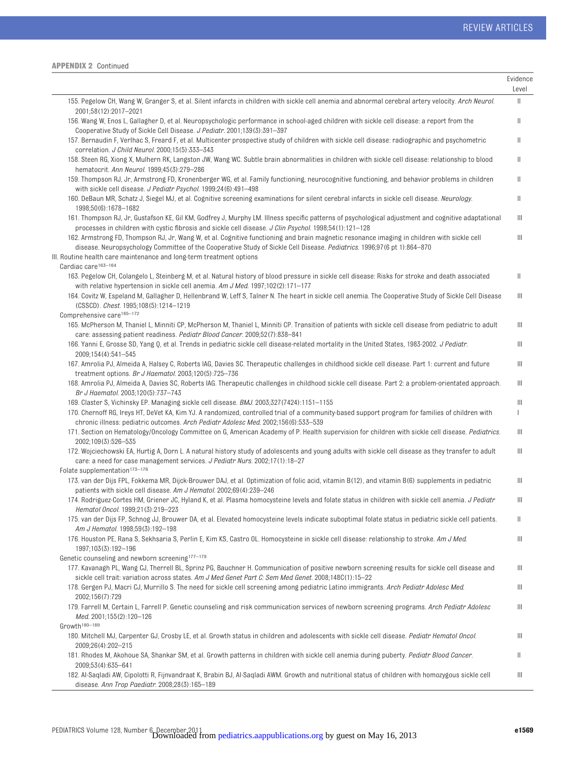**APPENDIX 2** Continued

| | Evidence Level |
|---|---|
| 155. Pegelow CH, Wang W, Granger S, et al. Silent infarcts in children with sickle cell anemia and abnormal cerebral artery velocity. *Arch Neurol.* 2001;58(12):2017–2021 | II |
| 156. Wang W, Enos L, Gallagher D, et al. Neuropsychologic performance in school-aged children with sickle cell disease: a report from the Cooperative Study of Sickle Cell Disease. *J Pediatr.* 2001;139(3):391–397 | II |
| 157. Bernaudin F, Verlhac S, Freard F, et al. Multicenter prospective study of children with sickle cell disease: radiographic and psychometric correlation. *J Child Neurol.* 2000;15(5):333–343 | II |
| 158. Steen RG, Xiong X, Mulhern RK, Langston JW, Wang WC. Subtle brain abnormalities in children with sickle cell disease: relationship to blood hematocrit. *Ann Neurol.* 1999;45(3):279–286 | II |
| 159. Thompson RJ, Jr, Armstrong FD, Kronenberger WG, et al. Family functioning, neurocognitive functioning, and behavior problems in children with sickle cell disease. *J Pediatr Psychol.* 1999;24(6):491–498 | II |
| 160. DeBaun MR, Schatz J, Siegel MJ, et al. Cognitive screening examinations for silent cerebral infarcts in sickle cell disease. *Neurology.* 1998;50(6):1678–1682 | II |
| 161. Thompson RJ, Jr, Gustafson KE, Gil KM, Godfrey J, Murphy LM. Illness specific patterns of psychological adjustment and cognitive adaptational processes in children with cystic fibrosis and sickle cell disease. *J Clin Psychol.* 1998;54(1):121–128 | III |
| 162. Armstrong FD, Thompson RJ, Jr, Wang W, et al. Cognitive functioning and brain magnetic resonance imaging in children with sickle cell disease. Neuropsychology Committee of the Cooperative Study of Sickle Cell Disease. *Pediatrics.* 1996;97(6 pt 1):864–870 | III |
| III. Routine health care maintenance and long-term treatment options | |
| Cardiac care[163–164] | |
| 163. Pegelow CH, Colangelo L, Steinberg M, et al. Natural history of blood pressure in sickle cell disease: Risks for stroke and death associated with relative hypertension in sickle cell anemia. *Am J Med.* 1997;102(2):171–177 | II |
| 164. Covitz W, Espeland M, Gallagher D, Hellenbrand W, Leff S, Talner N. The heart in sickle cell anemia. The Cooperative Study of Sickle Cell Disease (CSSCD). *Chest.* 1995;108(5):1214–1219 | III |
| Comprehensive care[165–172] | |
| 165. McPherson M, Thaniel L, Minniti CP, McPherson M, Thaniel L, Minniti CP. Transition of patients with sickle cell disease from pediatric to adult care: assessing patient readiness. *Pediatr Blood Cancer.* 2009;52(7):838–841 | III |
| 166. Yanni E, Grosse SD, Yang Q, et al. Trends in pediatric sickle cell disease-related mortality in the United States, 1983-2002. *J Pediatr.* 2009;154(4):541–545 | III |
| 167. Amrolia PJ, Almeida A, Halsey C, Roberts IAG, Davies SC. Therapeutic challenges in childhood sickle cell disease. Part 1: current and future treatment options. *Br J Haematol.* 2003;120(5):725–736 | III |
| 168. Amrolia PJ, Almeida A, Davies SC, Roberts IAG. Therapeutic challenges in childhood sickle cell disease. Part 2: a problem-orientated approach. *Br J Haematol.* 2003;120(5):737–743 | III |
| 169. Claster S, Vichinsky EP. Managing sickle cell disease. *BMJ.* 2003;327(7424):1151–1155 | III |
| 170. Chernoff RG, Ireys HT, DeVet KA, Kim YJ. A randomized, controlled trial of a community-based support program for families of children with chronic illness: pediatric outcomes. *Arch Pediatr Adolesc Med.* 2002;156(6):533–539 | I |
| 171. Section on Hematology/Oncology Committee on G, American Academy of P. Health supervision for children with sickle cell disease. *Pediatrics.* 2002;109(3):526–535 | III |
| 172. Wojciechowski EA, Hurtig A, Dorn L. A natural history study of adolescents and young adults with sickle cell disease as they transfer to adult care: a need for case management services. *J Pediatr Nurs.* 2002;17(1):18–27 | III |
| Folate supplementation[173–176] | |
| 173. van der Dijs FPL, Fokkema MR, Dijck-Brouwer DAJ, et al. Optimization of folic acid, vitamin B(12), and vitamin B(6) supplements in pediatric patients with sickle cell disease. *Am J Hematol.* 2002;69(4):239–246 | III |
| 174. Rodriguez-Cortes HM, Griener JC, Hyland K, et al. Plasma homocysteine levels and folate status in children with sickle cell anemia. *J Pediatr Hematol Oncol.* 1999;21(3):219–223 | III |
| 175. van der Dijs FP, Schnog JJ, Brouwer DA, et al. Elevated homocysteine levels indicate suboptimal folate status in pediatric sickle cell patients. *Am J Hematol.* 1998;59(3):192–198 | II |
| 176. Houston PE, Rana S, Sekhsaria S, Perlin E, Kim KS, Castro OL. Homocysteine in sickle cell disease: relationship to stroke. *Am J Med.* 1997;103(3):192–196 | III |
| Genetic counseling and newborn screening[177–179] | |
| 177. Kavanagh PL, Wang CJ, Therrell BL, Sprinz PG, Bauchner H. Communication of positive newborn screening results for sickle cell disease and sickle cell trait: variation across states. *Am J Med Genet Part C: Sem Med Genet.* 2008;148C(1):15–22 | III |
| 178. Gergen PJ, Macri CJ, Murrillo S. The need for sickle cell screening among pediatric Latino immigrants. *Arch Pediatr Adolesc Med.* 2002;156(7):729 | III |
| 179. Farrell M, Certain L, Farrell P. Genetic counseling and risk communication services of newborn screening programs. *Arch Pediatr Adolesc Med.* 2001;155(2):120–126 | III |
| Growth[180–189] | |
| 180. Mitchell MJ, Carpenter GJ, Crosby LE, et al. Growth status in children and adolescents with sickle cell disease. *Pediatr Hematol Oncol.* 2009;26(4):202–215 | III |
| 181. Rhodes M, Akohoue SA, Shankar SM, et al. Growth patterns in children with sickle cell anemia during puberty. *Pediatr Blood Cancer.* 2009;53(4):635–641 | II |
| 182. Al-Saqladi AW, Cipolotti R, Fijnvandraat K, Brabin BJ, Al-Saqladi AWM. Growth and nutritional status of children with homozygous sickle cell disease. *Ann Trop Paediatr.* 2008;28(3):165–189 | III |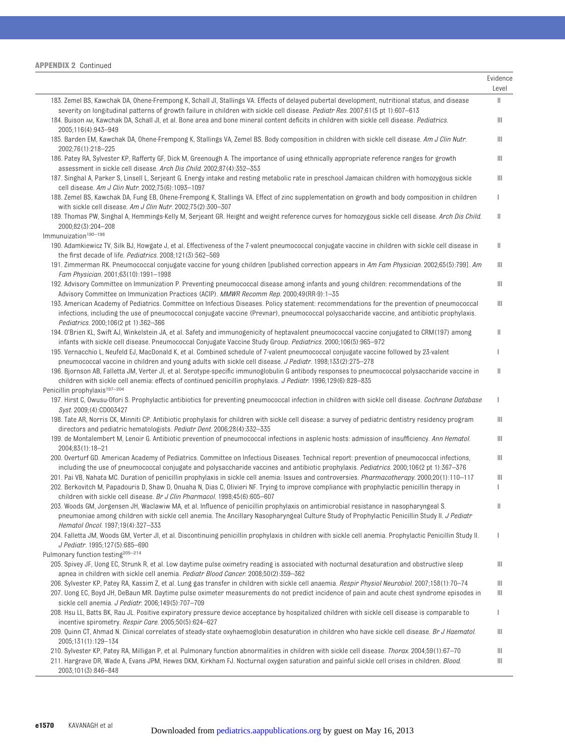**APPENDIX 2** Continued

| | Evidence Level |
|---|---|
| 183. Zemel BS, Kawchak DA, Ohene-Frempong K, Schall JI, Stallings VA. Effects of delayed pubertal development, nutritional status, and disease severity on longitudinal patterns of growth failure in children with sickle cell disease. *Pediatr Res.* 2007;61(5 pt 1):607–613 | II |
| 184. Buison AM, Kawchak DA, Schall JI, et al. Bone area and bone mineral content deficits in children with sickle cell disease. *Pediatrics.* 2005;116(4):943–949 | III |
| 185. Barden EM, Kawchak DA, Ohene-Frempong K, Stallings VA, Zemel BS. Body composition in children with sickle cell disease. *Am J Clin Nutr.* 2002;76(1):218–225 | III |
| 186. Patey RA, Sylvester KP, Rafferty GF, Dick M, Greenough A. The importance of using ethnically appropriate reference ranges for growth assessment in sickle cell disease. *Arch Dis Child.* 2002;87(4):352–353 | III |
| 187. Singhal A, Parker S, Linsell L, Serjeant G. Energy intake and resting metabolic rate in preschool Jamaican children with homozygous sickle cell disease. *Am J Clin Nutr.* 2002;75(6):1093–1097 | III |
| 188. Zemel BS, Kawchak DA, Fung EB, Ohene-Frempong K, Stallings VA. Effect of zinc supplementation on growth and body composition in children with sickle cell disease. *Am J Clin Nutr.* 2002;75(2):300–307 | I |
| 189. Thomas PW, Singhal A, Hemmings-Kelly M, Serjeant GR. Height and weight reference curves for homozygous sickle cell disease. *Arch Dis Child.* 2000;82(3):204–208 | II |
| Immunization[190–196] | |
| 190. Adamkiewicz TV, Silk BJ, Howgate J, et al. Effectiveness of the 7-valent pneumococcal conjugate vaccine in children with sickle cell disease in the first decade of life. *Pediatrics.* 2008;121(3):562–569 | II |
| 191. Zimmerman RK. Pneumococcal conjugate vaccine for young children [published correction appears in *Am Fam Physician.* 2002;65(5):799]. *Am Fam Physician.* 2001;63(10):1991–1998 | III |
| 192. Advisory Committee on Immunization P. Preventing pneumococcal disease among infants and young children: recommendations of the Advisory Committee on Immunization Practices (ACIP). *MMWR Recomm Rep.* 2000;49(RR-9):1–35 | III |
| 193. American Academy of Pediatrics. Committee on Infectious Diseases. Policy statement: recommendations for the prevention of pneumococcal infections, including the use of pneumococcal conjugate vaccine (Prevnar), pneumococcal polysaccharide vaccine, and antibiotic prophylaxis. *Pediatrics.* 2000;106(2 pt 1):362–366 | III |
| 194. O'Brien KL, Swift AJ, Winkelstein JA, et al. Safety and immunogenicity of heptavalent pneumococcal vaccine conjugated to CRM(197) among infants with sickle cell disease. Pneumococcal Conjugate Vaccine Study Group. *Pediatrics.* 2000;106(5):965–972 | II |
| 195. Vernacchio L, Neufeld EJ, MacDonald K, et al. Combined schedule of 7-valent pneumococcal conjugate vaccine followed by 23-valent pneumococcal vaccine in children and young adults with sickle cell disease. *J Pediatr.* 1998;133(2):275–278 | I |
| 196. Bjornson AB, Falletta JM, Verter JI, et al. Serotype-specific immunoglobulin G antibody responses to pneumococcal polysaccharide vaccine in children with sickle cell anemia: effects of continued penicillin prophylaxis. *J Pediatr.* 1996;129(6):828–835 | II |
| Penicillin prophylaxis[197–204] | |
| 197. Hirst C, Owusu-Ofori S. Prophylactic antibiotics for preventing pneumococcal infection in children with sickle cell disease. *Cochrane Database Syst.* 2009;(4):CD003427 | I |
| 198. Tate AR, Norris CK, Minniti CP. Antibiotic prophylaxis for children with sickle cell disease: a survey of pediatric dentistry residency program directors and pediatric hematologists. *Pediatr Dent.* 2006;28(4):332–335 | III |
| 199. de Montalembert M, Lenoir G. Antibiotic prevention of pneumococcal infections in asplenic hosts: admission of insufficiency. *Ann Hematol.* 2004;83(1):18–21 | III |
| 200. Overturf GD. American Academy of Pediatrics. Committee on Infectious Diseases. Technical report: prevention of pneumococcal infections, including the use of pneumococcal conjugate and polysaccharide vaccines and antibiotic prophylaxis. *Pediatrics.* 2000;106(2 pt 1):367–376 | III |
| 201. Pai VB, Nahata MC. Duration of penicillin prophylaxis in sickle cell anemia: Issues and controversies. *Pharmacotherapy.* 2000;20(1):110–117 | III |
| 202. Berkovitch M, Papadouris D, Shaw D, Onuaha N, Dias C, Olivieri NF. Trying to improve compliance with prophylactic penicillin therapy in children with sickle cell disease. *Br J Clin Pharmacol.* 1998;45(6):605–607 | I |
| 203. Woods GM, Jorgensen JH, Waclawiw MA, et al. Influence of penicillin prophylaxis on antimicrobial resistance in nasopharyngeal S. pneumoniae among children with sickle cell anemia. The Ancillary Nasopharyngeal Culture Study of Prophylactic Penicillin Study II. *J Pediatr Hematol Oncol.* 1997;19(4):327–333 | II |
| 204. Falletta JM, Woods GM, Verter JI, et al. Discontinuing penicillin prophylaxis in children with sickle cell anemia. Prophylactic Penicillin Study II. *J Pediatr.* 1995;127(5):685–690 | I |
| Pulmonary function testing[205–214] | |
| 205. Spivey JF, Uong EC, Strunk R, et al. Low daytime pulse oximetry reading is associated with nocturnal desaturation and obstructive sleep apnea in children with sickle cell anemia. *Pediatr Blood Cancer.* 2008;50(2):359–362 | III |
| 206. Sylvester KP, Patey RA, Kassim Z, et al. Lung gas transfer in children with sickle cell anaemia. *Respir Physiol Neurobiol.* 2007;158(1):70–74 | III |
| 207. Uong EC, Boyd JH, DeBaun MR. Daytime pulse oximeter measurements do not predict incidence of pain and acute chest syndrome episodes in sickle cell anemia. *J Pediatr.* 2006;149(5):707–709 | III |
| 208. Hsu LL, Batts BK, Rau JL. Positive expiratory pressure device acceptance by hospitalized children with sickle cell disease is comparable to incentive spirometry. *Respir Care.* 2005;50(5):624–627 | I |
| 209. Quinn CT, Ahmad N. Clinical correlates of steady-state oxyhaemoglobin desaturation in children who have sickle cell disease. *Br J Haematol.* 2005;131(1):129–134 | III |
| 210. Sylvester KP, Patey RA, Milligan P, et al. Pulmonary function abnormalities in children with sickle cell disease. *Thorax.* 2004;59(1):67–70 | III |
| 211. Hargrave DR, Wade A, Evans JPM, Hewes DKM, Kirkham FJ. Nocturnal oxygen saturation and painful sickle cell crises in children. *Blood.* 2003;101(3):846–848 | III |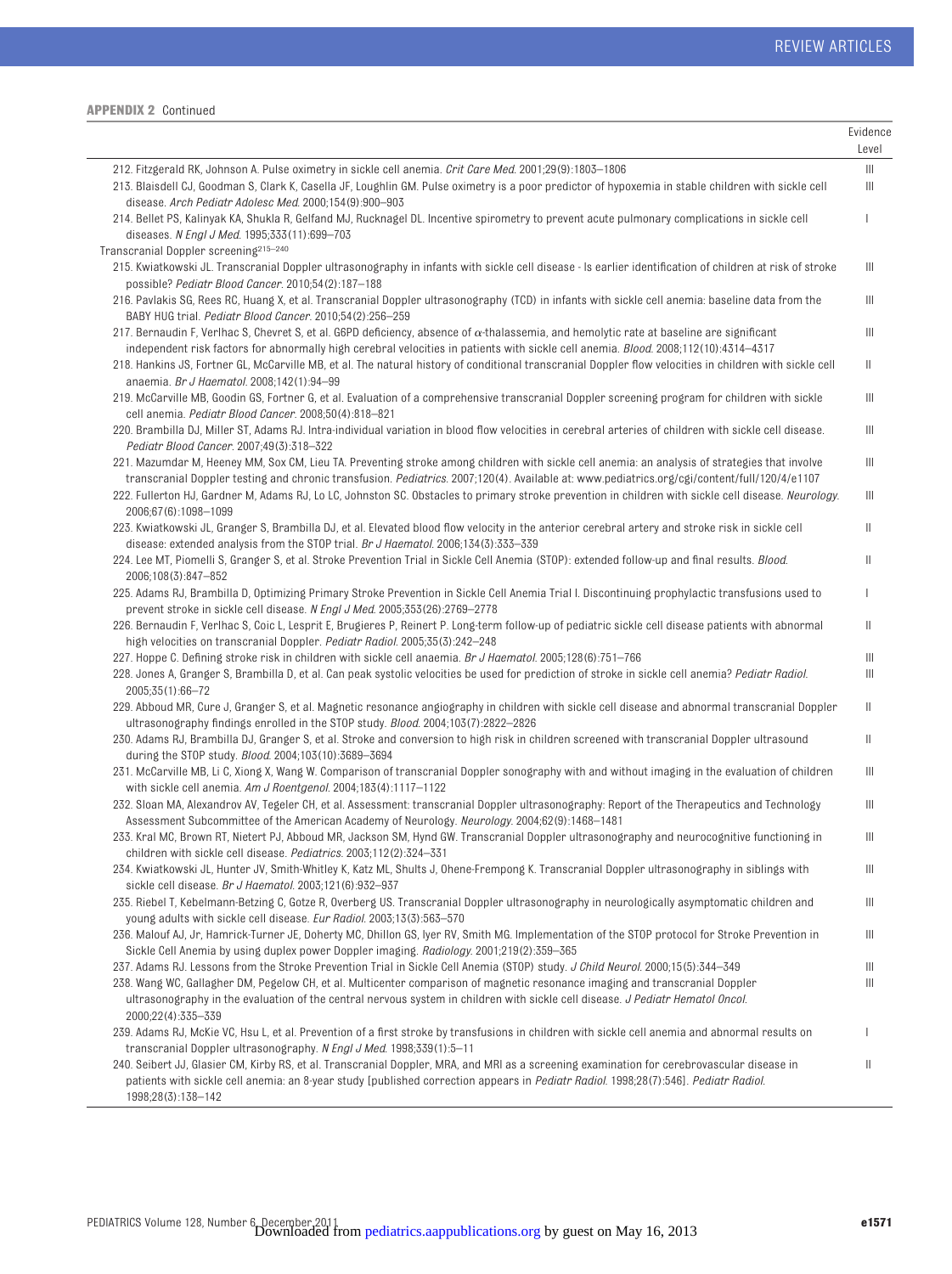**APPENDIX 2** Continued

| | Evidence Level |
|---|---|
| 212. Fitzgerald RK, Johnson A. Pulse oximetry in sickle cell anemia. *Crit Care Med*. 2001;29(9):1803–1806 | III |
| 213. Blaisdell CJ, Goodman S, Clark K, Casella JF, Loughlin GM. Pulse oximetry is a poor predictor of hypoxemia in stable children with sickle cell disease. *Arch Pediatr Adolesc Med*. 2000;154(9):900–903 | III |
| 214. Bellet PS, Kalinyak KA, Shukla R, Gelfand MJ, Rucknagel DL. Incentive spirometry to prevent acute pulmonary complications in sickle cell diseases. *N Engl J Med*. 1995;333(11):699–703 | I |
| Transcranial Doppler screening[215–240] | |
| 215. Kwiatkowski JL. Transcranial Doppler ultrasonography in infants with sickle cell disease - Is earlier identification of children at risk of stroke possible? *Pediatr Blood Cancer*. 2010;54(2):187–188 | III |
| 216. Pavlakis SG, Rees RC, Huang X, et al. Transcranial Doppler ultrasonography (TCD) in infants with sickle cell anemia: baseline data from the BABY HUG trial. *Pediatr Blood Cancer*. 2010;54(2):256–259 | III |
| 217. Bernaudin F, Verlhac S, Chevret S, et al. G6PD deficiency, absence of $\alpha$-thalassemia, and hemolytic rate at baseline are significant independent risk factors for abnormally high cerebral velocities in patients with sickle cell anemia. *Blood*. 2008;112(10):4314–4317 | III |
| 218. Hankins JS, Fortner GL, McCarville MB, et al. The natural history of conditional transcranial Doppler flow velocities in children with sickle cell anaemia. *Br J Haematol*. 2008;142(1):94–99 | II |
| 219. McCarville MB, Goodin GS, Fortner G, et al. Evaluation of a comprehensive transcranial Doppler screening program for children with sickle cell anemia. *Pediatr Blood Cancer*. 2008;50(4):818–821 | III |
| 220. Brambilla DJ, Miller ST, Adams RJ. Intra-individual variation in blood flow velocities in cerebral arteries of children with sickle cell disease. *Pediatr Blood Cancer*. 2007;49(3):318–322 | III |
| 221. Mazumdar M, Heeney MM, Sox CM, Lieu TA. Preventing stroke among children with sickle cell anemia: an analysis of strategies that involve transcranial Doppler testing and chronic transfusion. *Pediatrics*. 2007;120(4). Available at: www.pediatrics.org/cgi/content/full/120/4/e1107 | III |
| 222. Fullerton HJ, Gardner M, Adams RJ, Lo LC, Johnston SC. Obstacles to primary stroke prevention in children with sickle cell disease. *Neurology*. 2006;67(6):1098–1099 | III |
| 223. Kwiatkowski JL, Granger S, Brambilla DJ, et al. Elevated blood flow velocity in the anterior cerebral artery and stroke risk in sickle cell disease: extended analysis from the STOP trial. *Br J Haematol*. 2006;134(3):333–339 | II |
| 224. Lee MT, Piomelli S, Granger S, et al. Stroke Prevention Trial in Sickle Cell Anemia (STOP): extended follow-up and final results. *Blood*. 2006;108(3):847–852 | II |
| 225. Adams RJ, Brambilla D, Optimizing Primary Stroke Prevention in Sickle Cell Anemia Trial I. Discontinuing prophylactic transfusions used to prevent stroke in sickle cell disease. *N Engl J Med*. 2005;353(26):2769–2778 | I |
| 226. Bernaudin F, Verlhac S, Coic L, Lesprit E, Brugieres P, Reinert P. Long-term follow-up of pediatric sickle cell disease patients with abnormal high velocities on transcranial Doppler. *Pediatr Radiol*. 2005;35(3):242–248 | II |
| 227. Hoppe C. Defining stroke risk in children with sickle cell anaemia. *Br J Haematol*. 2005;128(6):751–766 | III |
| 228. Jones A, Granger S, Brambilla D, et al. Can peak systolic velocities be used for prediction of stroke in sickle cell anemia? *Pediatr Radiol*. 2005;35(1):66–72 | III |
| 229. Abboud MR, Cure J, Granger S, et al. Magnetic resonance angiography in children with sickle cell disease and abnormal transcranial Doppler ultrasonography findings enrolled in the STOP study. *Blood*. 2004;103(7):2822–2826 | II |
| 230. Adams RJ, Brambilla DJ, Granger S, et al. Stroke and conversion to high risk in children screened with transcranial Doppler ultrasound during the STOP study. *Blood*. 2004;103(10):3689–3694 | II |
| 231. McCarville MB, Li C, Xiong X, Wang W. Comparison of transcranial Doppler sonography with and without imaging in the evaluation of children with sickle cell anemia. *Am J Roentgenol*. 2004;183(4):1117–1122 | III |
| 232. Sloan MA, Alexandrov AV, Tegeler CH, et al. Assessment: transcranial Doppler ultrasonography: Report of the Therapeutics and Technology Assessment Subcommittee of the American Academy of Neurology. *Neurology*. 2004;62(9):1468–1481 | III |
| 233. Kral MC, Brown RT, Nietert PJ, Abboud MR, Jackson SM, Hynd GW. Transcranial Doppler ultrasonography and neurocognitive functioning in children with sickle cell disease. *Pediatrics*. 2003;112(2):324–331 | III |
| 234. Kwiatkowski JL, Hunter JV, Smith-Whitley K, Katz ML, Shults J, Ohene-Frempong K. Transcranial Doppler ultrasonography in siblings with sickle cell disease. *Br J Haematol*. 2003;121(6):932–937 | III |
| 235. Riebel T, Kebelmann-Betzing C, Gotze R, Overberg US. Transcranial Doppler ultrasonography in neurologically asymptomatic children and young adults with sickle cell disease. *Eur Radiol*. 2003;13(3):563–570 | III |
| 236. Malouf AJ, Jr, Hamrick-Turner JE, Doherty MC, Dhillon GS, Iyer RV, Smith MG. Implementation of the STOP protocol for Stroke Prevention in Sickle Cell Anemia by using duplex power Doppler imaging. *Radiology*. 2001;219(2):359–365 | III |
| 237. Adams RJ. Lessons from the Stroke Prevention Trial in Sickle Cell Anemia (STOP) study. *J Child Neurol*. 2000;15(5):344–349 | III |
| 238. Wang WC, Gallagher DM, Pegelow CH, et al. Multicenter comparison of magnetic resonance imaging and transcranial Doppler ultrasonography in the evaluation of the central nervous system in children with sickle cell disease. *J Pediatr Hematol Oncol*. 2000;22(4):335–339 | III |
| 239. Adams RJ, McKie VC, Hsu L, et al. Prevention of a first stroke by transfusions in children with sickle cell anemia and abnormal results on transcranial Doppler ultrasonography. *N Engl J Med*. 1998;339(1):5–11 | I |
| 240. Seibert JJ, Glasier CM, Kirby RS, et al. Transcranial Doppler, MRA, and MRI as a screening examination for cerebrovascular disease in patients with sickle cell anemia: an 8-year study [published correction appears in *Pediatr Radiol*. 1998;28(7):546]. *Pediatr Radiol*. 1998;28(3):138–142 | II |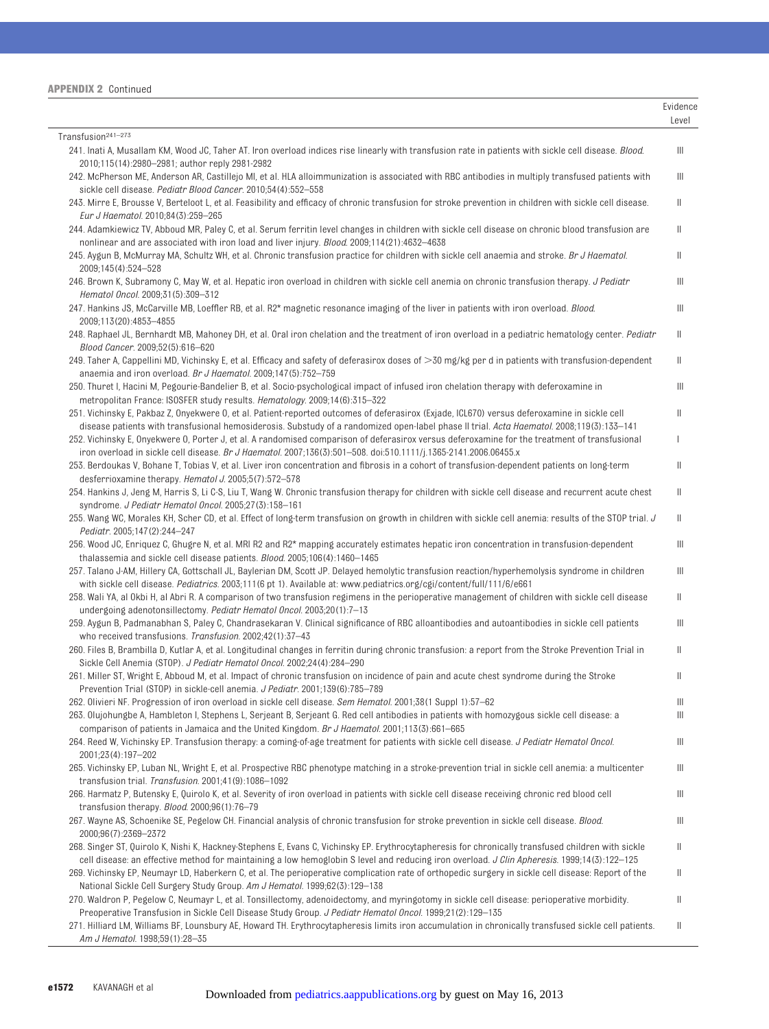**APPENDIX 2** Continued

| | Evidence Level |
|---|---|
| Transfusion[241–273] | |
| 241. Inati A, Musallam KM, Wood JC, Taher AT. Iron overload indices rise linearly with transfusion rate in patients with sickle cell disease. *Blood*. 2010;115(14):2980–2981; author reply 2981-2982 | III |
| 242. McPherson ME, Anderson AR, Castillejo MI, et al. HLA alloimmunization is associated with RBC antibodies in multiply transfused patients with sickle cell disease. *Pediatr Blood Cancer*. 2010;54(4):552–558 | III |
| 243. Mirre E, Brousse V, Berteloot L, et al. Feasibility and efficacy of chronic transfusion for stroke prevention in children with sickle cell disease. *Eur J Haematol*. 2010;84(3):259–265 | II |
| 244. Adamkiewicz TV, Abboud MR, Paley C, et al. Serum ferritin level changes in children with sickle cell disease on chronic blood transfusion are nonlinear and are associated with iron load and liver injury. *Blood*. 2009;114(21):4632–4638 | II |
| 245. Aygun B, McMurray MA, Schultz WH, et al. Chronic transfusion practice for children with sickle cell anaemia and stroke. *Br J Haematol*. 2009;145(4):524–528 | II |
| 246. Brown K, Subramony C, May W, et al. Hepatic iron overload in children with sickle cell anemia on chronic transfusion therapy. *J Pediatr Hematol Oncol*. 2009;31(5):309–312 | III |
| 247. Hankins JS, McCarville MB, Loeffler RB, et al. R2* magnetic resonance imaging of the liver in patients with iron overload. *Blood*. 2009;113(20):4853–4855 | III |
| 248. Raphael JL, Bernhardt MB, Mahoney DH, et al. Oral iron chelation and the treatment of iron overload in a pediatric hematology center. *Pediatr Blood Cancer*. 2009;52(5):616–620 | II |
| 249. Taher A, Cappellini MD, Vichinsky E, et al. Efficacy and safety of deferasirox doses of >30 mg/kg per d in patients with transfusion-dependent anaemia and iron overload. *Br J Haematol*. 2009;147(5):752–759 | II |
| 250. Thuret I, Hacini M, Pegourie-Bandelier B, et al. Socio-psychological impact of infused iron chelation therapy with deferoxamine in metropolitan France: ISOSFER study results. *Hematology*. 2009;14(6):315–322 | III |
| 251. Vichinsky E, Pakbaz Z, Onyekwere O, et al. Patient-reported outcomes of deferasirox (Exjade, ICL670) versus deferoxamine in sickle cell disease patients with transfusional hemosiderosis. Substudy of a randomized open-label phase II trial. *Acta Haematol*. 2008;119(3):133–141 | II |
| 252. Vichinsky E, Onyekwere O, Porter J, et al. A randomised comparison of deferasirox versus deferoxamine for the treatment of transfusional iron overload in sickle cell disease. *Br J Haematol*. 2007;136(3):501–508. doi:510.1111/j.1365-2141.2006.06455.x | I |
| 253. Berdoukas V, Bohane T, Tobias V, et al. Liver iron concentration and fibrosis in a cohort of transfusion-dependent patients on long-term desferrioxamine therapy. *Hematol J*. 2005;5(7):572–578 | II |
| 254. Hankins J, Jeng M, Harris S, Li C-S, Liu T, Wang W. Chronic transfusion therapy for children with sickle cell disease and recurrent acute chest syndrome. *J Pediatr Hematol Oncol*. 2005;27(3):158–161 | II |
| 255. Wang WC, Morales KH, Scher CD, et al. Effect of long-term transfusion on growth in children with sickle cell anemia: results of the STOP trial. *J Pediatr*. 2005;147(2):244–247 | II |
| 256. Wood JC, Enriquez C, Ghugre N, et al. MRI R2 and R2* mapping accurately estimates hepatic iron concentration in transfusion-dependent thalassemia and sickle cell disease patients. *Blood*. 2005;106(4):1460–1465 | III |
| 257. Talano J-AM, Hillery CA, Gottschall JL, Baylerian DM, Scott JP. Delayed hemolytic transfusion reaction/hyperhemolysis syndrome in children with sickle cell disease. *Pediatrics*. 2003;111(6 pt 1). Available at: www.pediatrics.org/cgi/content/full/111/6/e661 | III |
| 258. Wali YA, al Okbi H, al Abri R. A comparison of two transfusion regimens in the perioperative management of children with sickle cell disease undergoing adenotonsillectomy. *Pediatr Hematol Oncol*. 2003;20(1):7–13 | II |
| 259. Aygun B, Padmanabhan S, Paley C, Chandrasekaran V. Clinical significance of RBC alloantibodies and autoantibodies in sickle cell patients who received transfusions. *Transfusion*. 2002;42(1):37–43 | III |
| 260. Files B, Brambilla D, Kutlar A, et al. Longitudinal changes in ferritin during chronic transfusion: a report from the Stroke Prevention Trial in Sickle Cell Anemia (STOP). *J Pediatr Hematol Oncol*. 2002;24(4):284–290 | II |
| 261. Miller ST, Wright E, Abboud M, et al. Impact of chronic transfusion on incidence of pain and acute chest syndrome during the Stroke Prevention Trial (STOP) in sickle-cell anemia. *J Pediatr*. 2001;139(6):785–789 | II |
| 262. Olivieri NF. Progression of iron overload in sickle cell disease. *Sem Hematol*. 2001;38(1 Suppl 1):57–62 | III |
| 263. Olujohungbe A, Hambleton I, Stephens L, Serjeant B, Serjeant G. Red cell antibodies in patients with homozygous sickle cell disease: a comparison of patients in Jamaica and the United Kingdom. *Br J Haematol*. 2001;113(3):661–665 | III |
| 264. Reed W, Vichinsky EP. Transfusion therapy: a coming-of-age treatment for patients with sickle cell disease. *J Pediatr Hematol Oncol*. 2001;23(4):197–202 | III |
| 265. Vichinsky EP, Luban NL, Wright E, et al. Prospective RBC phenotype matching in a stroke-prevention trial in sickle cell anemia: a multicenter transfusion trial. *Transfusion*. 2001;41(9):1086–1092 | III |
| 266. Harmatz P, Butensky E, Quirolo K, et al. Severity of iron overload in patients with sickle cell disease receiving chronic red blood cell transfusion therapy. *Blood*. 2000;96(1):76–79 | III |
| 267. Wayne AS, Schoenike SE, Pegelow CH. Financial analysis of chronic transfusion for stroke prevention in sickle cell disease. *Blood*. 2000;96(7):2369–2372 | III |
| 268. Singer ST, Quirolo K, Nishi K, Hackney-Stephens E, Evans C, Vichinsky EP. Erythrocytapheresis for chronically transfused children with sickle cell disease: an effective method for maintaining a low hemoglobin S level and reducing iron overload. *J Clin Apheresis*. 1999;14(3):122–125 | II |
| 269. Vichinsky EP, Neumayr LD, Haberkern C, et al. The perioperative complication rate of orthopedic surgery in sickle cell disease: Report of the National Sickle Cell Surgery Study Group. *Am J Hematol*. 1999;62(3):129–138 | II |
| 270. Waldron P, Pegelow C, Neumayr L, et al. Tonsillectomy, adenoidectomy, and myringotomy in sickle cell disease: perioperative morbidity. Preoperative Transfusion in Sickle Cell Disease Study Group. *J Pediatr Hematol Oncol*. 1999;21(2):129–135 | II |
| 271. Hilliard LM, Williams BF, Lounsbury AE, Howard TH. Erythrocytapheresis limits iron accumulation in chronically transfused sickle cell patients. *Am J Hematol*. 1998;59(1):28–35 | II |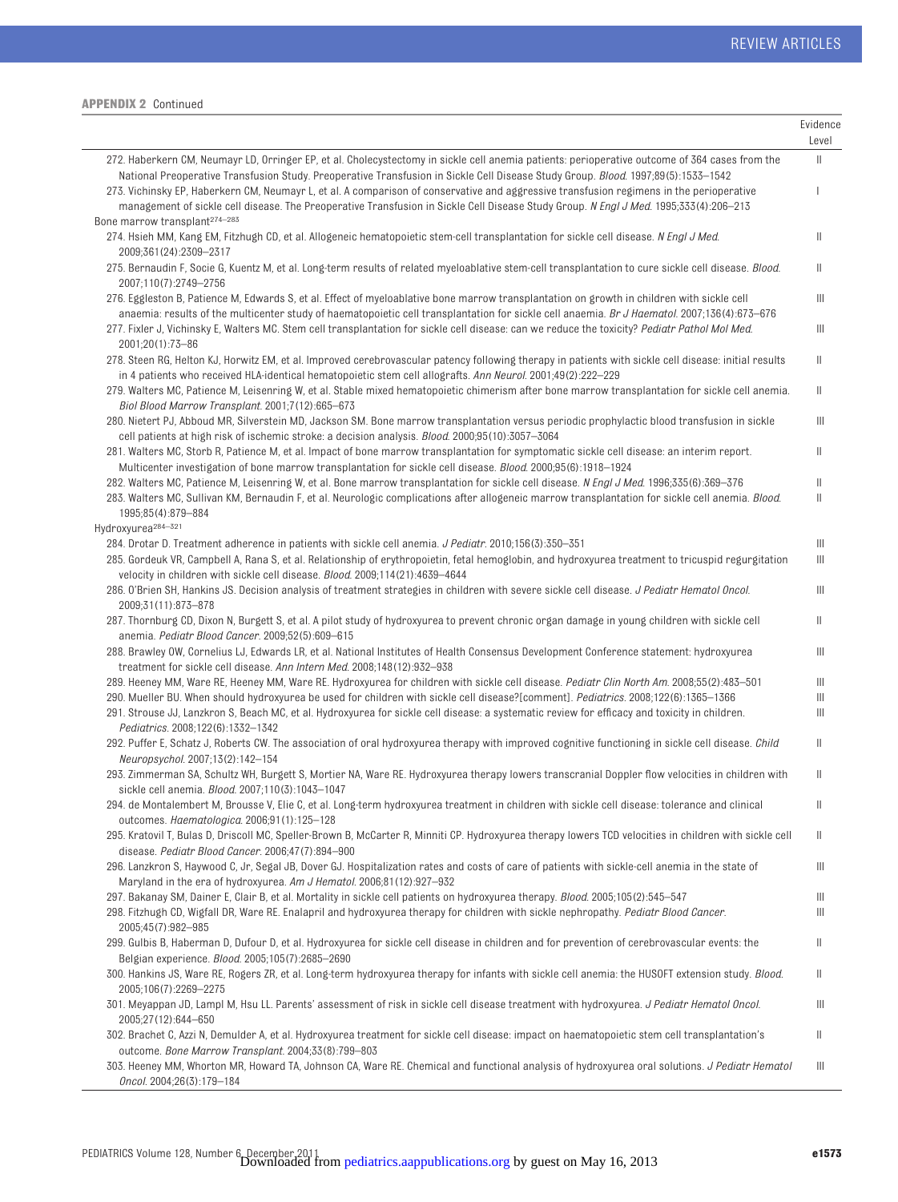**APPENDIX 2** Continued

| | Evidence Level |
|---|---|
| 272. Haberkern CM, Neumayr LD, Orringer EP, et al. Cholecystectomy in sickle cell anemia patients: perioperative outcome of 364 cases from the National Preoperative Transfusion Study. Preoperative Transfusion in Sickle Cell Disease Study Group. *Blood*. 1997;89(5):1533–1542 | II |
| 273. Vichinsky EP, Haberkern CM, Neumayr L, et al. A comparison of conservative and aggressive transfusion regimens in the perioperative management of sickle cell disease. The Preoperative Transfusion in Sickle Cell Disease Study Group. *N Engl J Med*. 1995;333(4):206–213 | I |
| Bone marrow transplant[274–283] | |
| 274. Hsieh MM, Kang EM, Fitzhugh CD, et al. Allogeneic hematopoietic stem-cell transplantation for sickle cell disease. *N Engl J Med*. 2009;361(24):2309–2317 | II |
| 275. Bernaudin F, Socie G, Kuentz M, et al. Long-term results of related myeloablative stem-cell transplantation to cure sickle cell disease. *Blood*. 2007;110(7):2749–2756 | II |
| 276. Eggleston B, Patience M, Edwards S, et al. Effect of myeloablative bone marrow transplantation on growth in children with sickle cell anaemia: results of the multicenter study of haematopoietic cell transplantation for sickle cell anaemia. *Br J Haematol*. 2007;136(4):673–676 | III |
| 277. Fixler J, Vichinsky E, Walters MC. Stem cell transplantation for sickle cell disease: can we reduce the toxicity? *Pediatr Pathol Mol Med*. 2001;20(1):73–86 | III |
| 278. Steen RG, Helton KJ, Horwitz EM, et al. Improved cerebrovascular patency following therapy in patients with sickle cell disease: initial results in 4 patients who received HLA-identical hematopoietic stem cell allografts. *Ann Neurol*. 2001;49(2):222–229 | II |
| 279. Walters MC, Patience M, Leisenring W, et al. Stable mixed hematopoietic chimerism after bone marrow transplantation for sickle cell anemia. *Biol Blood Marrow Transplant*. 2001;7(12):665–673 | II |
| 280. Nietert PJ, Abboud MR, Silverstein MD, Jackson SM. Bone marrow transplantation versus periodic prophylactic blood transfusion in sickle cell patients at high risk of ischemic stroke: a decision analysis. *Blood*. 2000;95(10):3057–3064 | III |
| 281. Walters MC, Storb R, Patience M, et al. Impact of bone marrow transplantation for symptomatic sickle cell disease: an interim report. Multicenter investigation of bone marrow transplantation for sickle cell disease. *Blood*. 2000;95(6):1918–1924 | II |
| 282. Walters MC, Patience M, Leisenring W, et al. Bone marrow transplantation for sickle cell disease. *N Engl J Med*. 1996;335(6):369–376 | II |
| 283. Walters MC, Sullivan KM, Bernaudin F, et al. Neurologic complications after allogeneic marrow transplantation for sickle cell anemia. *Blood*. 1995;85(4):879–884 | II |
| Hydroxyurea[284–321] | |
| 284. Drotar D. Treatment adherence in patients with sickle cell anemia. *J Pediatr*. 2010;156(3):350–351 | III |
| 285. Gordeuk VR, Campbell A, Rana S, et al. Relationship of erythropoietin, fetal hemoglobin, and hydroxyurea treatment to tricuspid regurgitation velocity in children with sickle cell disease. *Blood*. 2009;114(21):4639–4644 | III |
| 286. O'Brien SH, Hankins JS. Decision analysis of treatment strategies in children with severe sickle cell disease. *J Pediatr Hematol Oncol*. 2009;31(11):873–878 | III |
| 287. Thornburg CD, Dixon N, Burgett S, et al. A pilot study of hydroxyurea to prevent chronic organ damage in young children with sickle cell anemia. *Pediatr Blood Cancer*. 2009;52(5):609–615 | II |
| 288. Brawley OW, Cornelius LJ, Edwards LR, et al. National Institutes of Health Consensus Development Conference statement: hydroxyurea treatment for sickle cell disease. *Ann Intern Med*. 2008;148(12):932–938 | III |
| 289. Heeney MM, Ware RE, Heeney MM, Ware RE. Hydroxyurea for children with sickle cell disease. *Pediatr Clin North Am*. 2008;55(2):483–501 | III |
| 290. Mueller BU. When should hydroxyurea be used for children with sickle cell disease?[comment]. *Pediatrics*. 2008;122(6):1365–1366 | III |
| 291. Strouse JJ, Lanzkron S, Beach MC, et al. Hydroxyurea for sickle cell disease: a systematic review for efficacy and toxicity in children. *Pediatrics*. 2008;122(6):1332–1342 | III |
| 292. Puffer E, Schatz J, Roberts CW. The association of oral hydroxyurea therapy with improved cognitive functioning in sickle cell disease. *Child Neuropsychol*. 2007;13(2):142–154 | II |
| 293. Zimmerman SA, Schultz WH, Burgett S, Mortier NA, Ware RE. Hydroxyurea therapy lowers transcranial Doppler flow velocities in children with sickle cell anemia. *Blood*. 2007;110(3):1043–1047 | II |
| 294. de Montalembert M, Brousse V, Elie C, et al. Long-term hydroxyurea treatment in children with sickle cell disease: tolerance and clinical outcomes. *Haematologica*. 2006;91(1):125–128 | II |
| 295. Kratovil T, Bulas D, Driscoll MC, Speller-Brown B, McCarter R, Minniti CP. Hydroxyurea therapy lowers TCD velocities in children with sickle cell disease. *Pediatr Blood Cancer*. 2006;47(7):894–900 | II |
| 296. Lanzkron S, Haywood C, Jr, Segal JB, Dover GJ. Hospitalization rates and costs of care of patients with sickle-cell anemia in the state of Maryland in the era of hydroxyurea. *Am J Hematol*. 2006;81(12):927–932 | III |
| 297. Bakanay SM, Dainer E, Clair B, et al. Mortality in sickle cell patients on hydroxyurea therapy. *Blood*. 2005;105(2):545–547 | III |
| 298. Fitzhugh CD, Wigfall DR, Ware RE. Enalapril and hydroxyurea therapy for children with sickle nephropathy. *Pediatr Blood Cancer*. 2005;45(7):982–985 | III |
| 299. Gulbis B, Haberman D, Dufour D, et al. Hydroxyurea for sickle cell disease in children and for prevention of cerebrovascular events: the Belgian experience. *Blood*. 2005;105(7):2685–2690 | II |
| 300. Hankins JS, Ware RE, Rogers ZR, et al. Long-term hydroxyurea therapy for infants with sickle cell anemia: the HUSOFT extension study. *Blood*. 2005;106(7):2269–2275 | II |
| 301. Meyappan JD, Lampl M, Hsu LL. Parents' assessment of risk in sickle cell disease treatment with hydroxyurea. *J Pediatr Hematol Oncol*. 2005;27(12):644–650 | III |
| 302. Brachet C, Azzi N, Demulder A, et al. Hydroxyurea treatment for sickle cell disease: impact on haematopoietic stem cell transplantation's outcome. *Bone Marrow Transplant*. 2004;33(8):799–803 | II |
| 303. Heeney MM, Whorton MR, Howard TA, Johnson CA, Ware RE. Chemical and functional analysis of hydroxyurea oral solutions. *J Pediatr Hematol Oncol*. 2004;26(3):179–184 | III |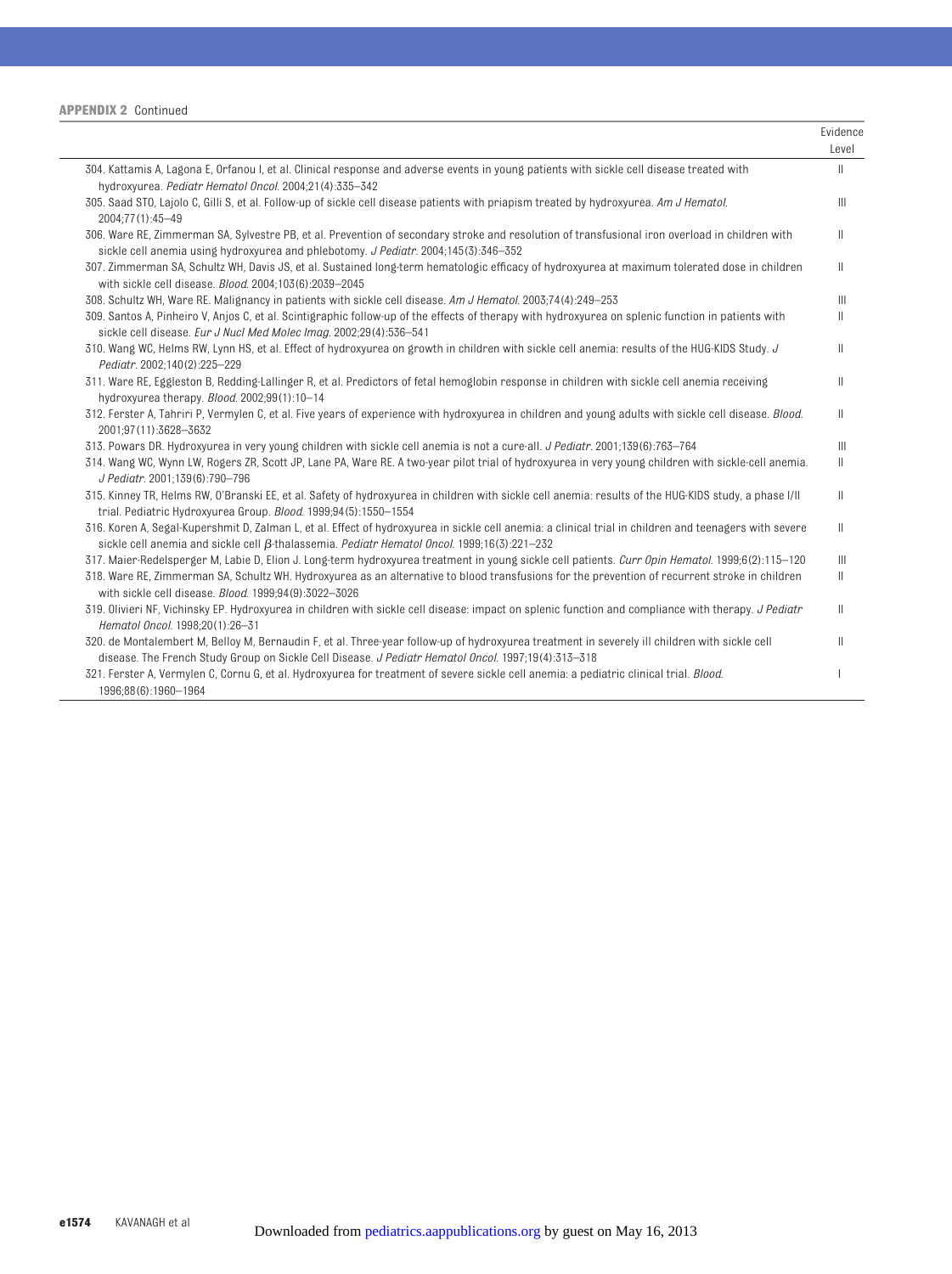**APPENDIX 2** Continued

| | Evidence Level |
|---|---|
| 304. Kattamis A, Lagona E, Orfanou I, et al. Clinical response and adverse events in young patients with sickle cell disease treated with hydroxyurea. *Pediatr Hematol Oncol*. 2004;21(4):335–342 | II |
| 305. Saad STO, Lajolo C, Gilli S, et al. Follow-up of sickle cell disease patients with priapism treated by hydroxyurea. *Am J Hematol*. 2004;77(1):45–49 | III |
| 306. Ware RE, Zimmerman SA, Sylvestre PB, et al. Prevention of secondary stroke and resolution of transfusional iron overload in children with sickle cell anemia using hydroxyurea and phlebotomy. *J Pediatr*. 2004;145(3):346–352 | II |
| 307. Zimmerman SA, Schultz WH, Davis JS, et al. Sustained long-term hematologic efficacy of hydroxyurea at maximum tolerated dose in children with sickle cell disease. *Blood*. 2004;103(6):2039–2045 | II |
| 308. Schultz WH, Ware RE. Malignancy in patients with sickle cell disease. *Am J Hematol*. 2003;74(4):249–253 | III |
| 309. Santos A, Pinheiro V, Anjos C, et al. Scintigraphic follow-up of the effects of therapy with hydroxyurea on splenic function in patients with sickle cell disease. *Eur J Nucl Med Molec Imag*. 2002;29(4):536–541 | II |
| 310. Wang WC, Helms RW, Lynn HS, et al. Effect of hydroxyurea on growth in children with sickle cell anemia: results of the HUG-KIDS Study. *J Pediatr*. 2002;140(2):225–229 | II |
| 311. Ware RE, Eggleston B, Redding-Lallinger R, et al. Predictors of fetal hemoglobin response in children with sickle cell anemia receiving hydroxyurea therapy. *Blood*. 2002;99(1):10–14 | II |
| 312. Ferster A, Tahriri P, Vermylen C, et al. Five years of experience with hydroxyurea in children and young adults with sickle cell disease. *Blood*. 2001;97(11):3628–3632 | II |
| 313. Powars DR. Hydroxyurea in very young children with sickle cell anemia is not a cure-all. *J Pediatr*. 2001;139(6):763–764 | III |
| 314. Wang WC, Wynn LW, Rogers ZR, Scott JP, Lane PA, Ware RE. A two-year pilot trial of hydroxyurea in very young children with sickle-cell anemia. *J Pediatr*. 2001;139(6):790–796 | II |
| 315. Kinney TR, Helms RW, O'Branski EE, et al. Safety of hydroxyurea in children with sickle cell anemia: results of the HUG-KIDS study, a phase I/II trial. Pediatric Hydroxyurea Group. *Blood*. 1999;94(5):1550–1554 | II |
| 316. Koren A, Segal-Kupershmit D, Zalman L, et al. Effect of hydroxyurea in sickle cell anemia: a clinical trial in children and teenagers with severe sickle cell anemia and sickle cell β-thalassemia. *Pediatr Hematol Oncol*. 1999;16(3):221–232 | II |
| 317. Maier-Redelsperger M, Labie D, Elion J. Long-term hydroxyurea treatment in young sickle cell patients. *Curr Opin Hematol*. 1999;6(2):115–120 | III |
| 318. Ware RE, Zimmerman SA, Schultz WH. Hydroxyurea as an alternative to blood transfusions for the prevention of recurrent stroke in children with sickle cell disease. *Blood*. 1999;94(9):3022–3026 | II |
| 319. Olivieri NF, Vichinsky EP. Hydroxyurea in children with sickle cell disease: impact on splenic function and compliance with therapy. *J Pediatr Hematol Oncol*. 1998;20(1):26–31 | II |
| 320. de Montalembert M, Belloy M, Bernaudin F, et al. Three-year follow-up of hydroxyurea treatment in severely ill children with sickle cell disease. The French Study Group on Sickle Cell Disease. *J Pediatr Hematol Oncol*. 1997;19(4):313–318 | II |
| 321. Ferster A, Vermylen C, Cornu G, et al. Hydroxyurea for treatment of severe sickle cell anemia: a pediatric clinical trial. *Blood*. 1996;88(6):1960–1964 | I |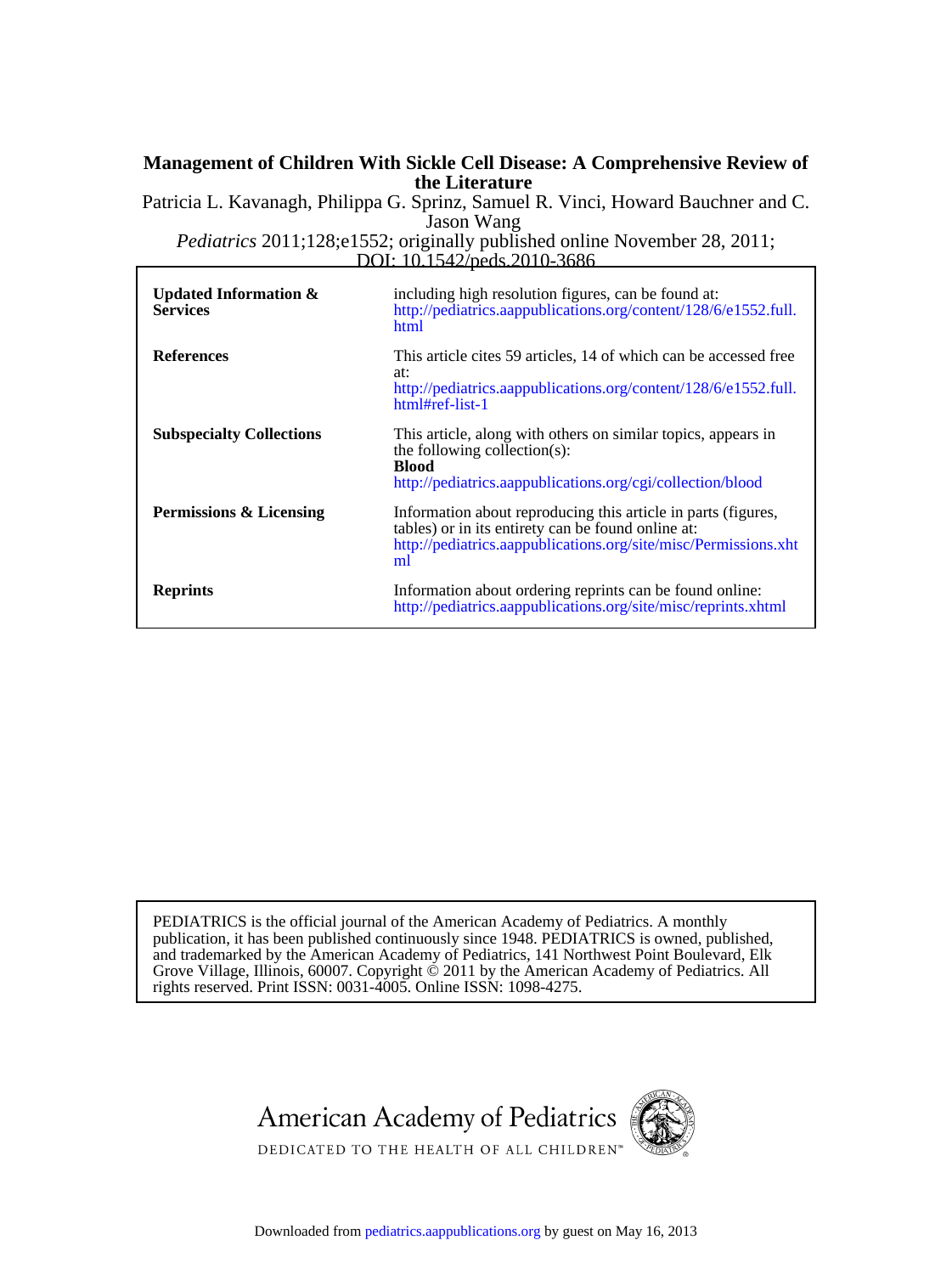**Management of Children With Sickle Cell Disease: A Comprehensive Review of the Literature**

Patricia L. Kavanagh, Philippa G. Sprinz, Samuel R. Vinci, Howard Bauchner and C. Jason Wang

*Pediatrics* 2011;128;e1552; originally published online November 28, 2011;
DOI: 10.1542/peds.2010-3686

| | |
|---|---|
| **Updated Information & Services** | including high resolution figures, can be found at: http://pediatrics.aappublications.org/content/128/6/e1552.full.html |
| **References** | This article cites 59 articles, 14 of which can be accessed free at: http://pediatrics.aappublications.org/content/128/6/e1552.full.html#ref-list-1 |
| **Subspecialty Collections** | This article, along with others on similar topics, appears in the following collection(s): **Blood** http://pediatrics.aappublications.org/cgi/collection/blood |
| **Permissions & Licensing** | Information about reproducing this article in parts (figures, tables) or in its entirety can be found online at: http://pediatrics.aappublications.org/site/misc/Permissions.xhtml |
| **Reprints** | Information about ordering reprints can be found online: http://pediatrics.aappublications.org/site/misc/reprints.xhtml |

PEDIATRICS is the official journal of the American Academy of Pediatrics. A monthly publication, it has been published continuously since 1948. PEDIATRICS is owned, published, and trademarked by the American Academy of Pediatrics, 141 Northwest Point Boulevard, Elk Grove Village, Illinois, 60007. Copyright © 2011 by the American Academy of Pediatrics. All rights reserved. Print ISSN: 0031-4005. Online ISSN: 1098-4275.

American Academy of Pediatrics

DEDICATED TO THE HEALTH OF ALL CHILDREN™